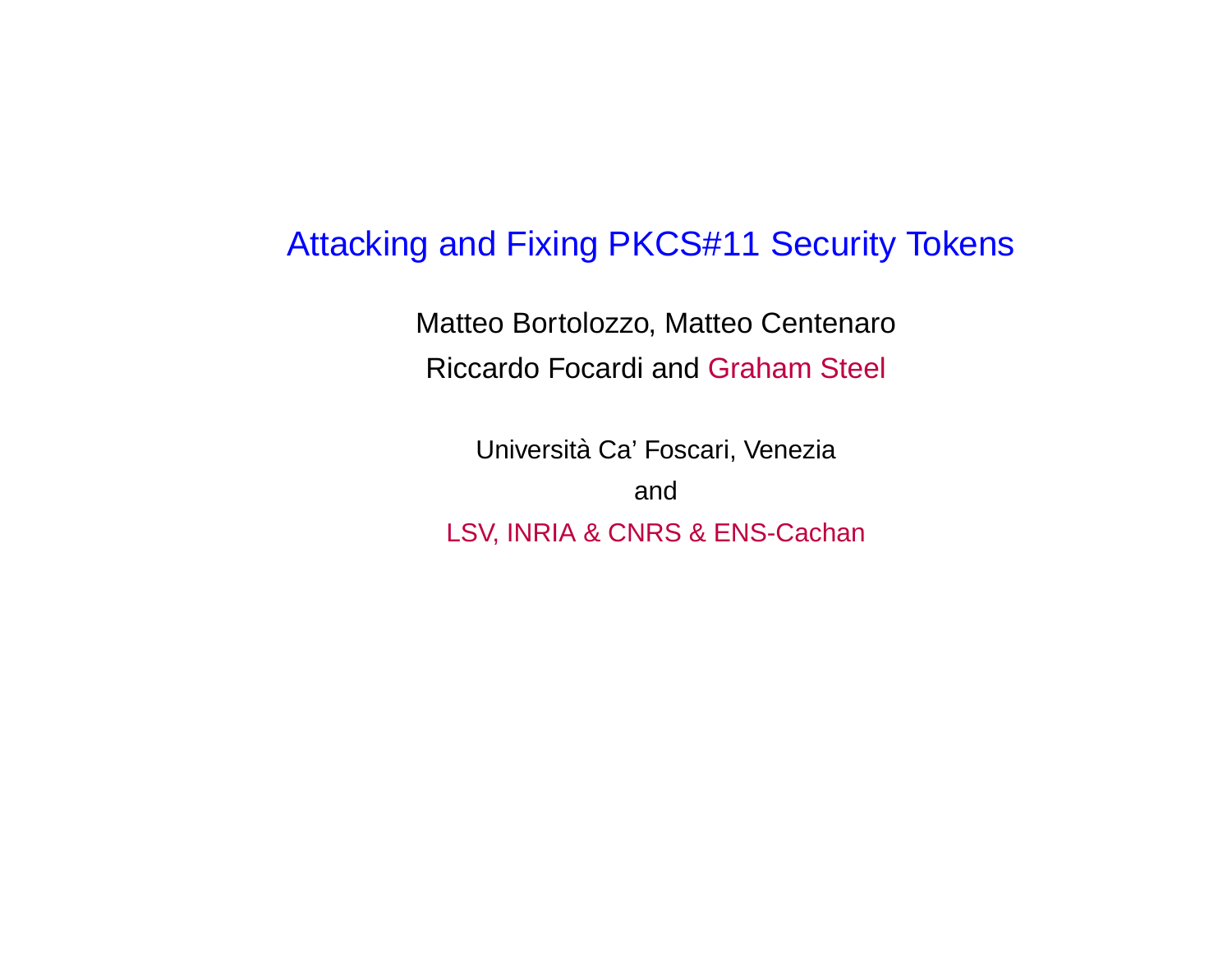# Attacking and Fixing PKCS#11 Security Tokens

Matteo Bortolozzo, Matteo Centenaro

Riccardo Focardi and Graham Steel

Università Ca' Foscari, Venezia

and

LSV, INRIA & CNRS & ENS-Cachan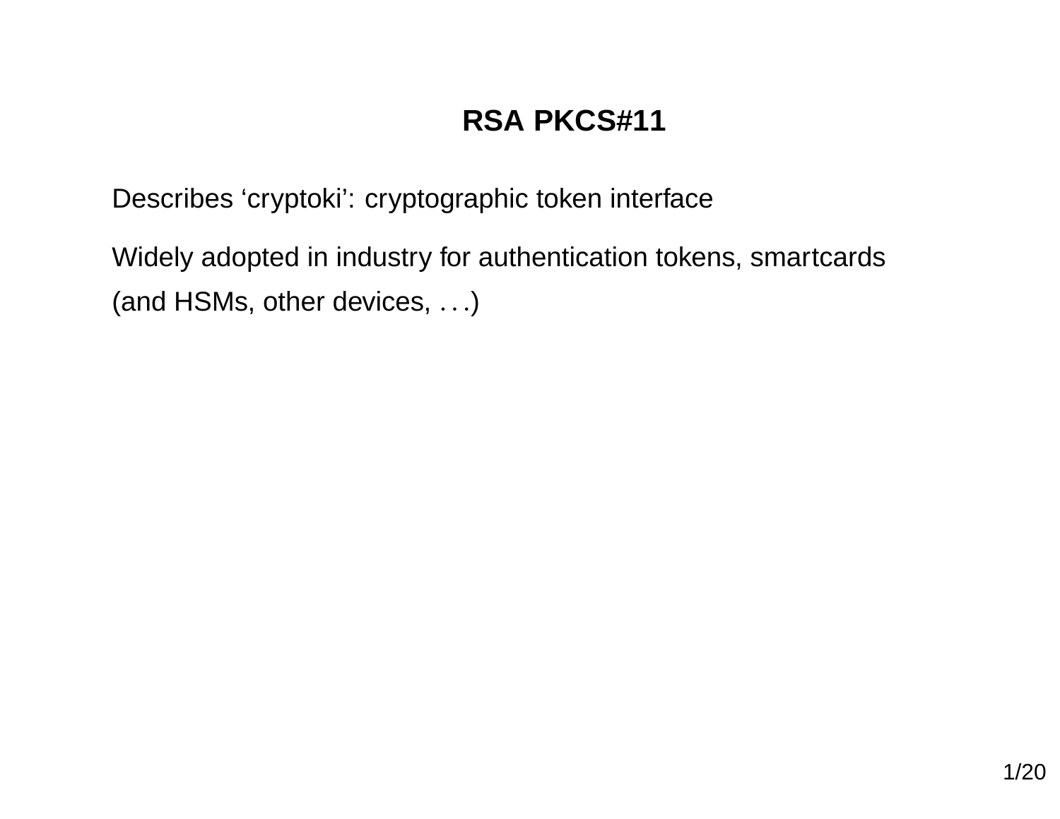## RSA PKCS#11

Describes ‘cryptoki’: cryptographic token interface

Widely adopted in industry for authentication tokens, smartcards (and HSMs, other devices, . . .)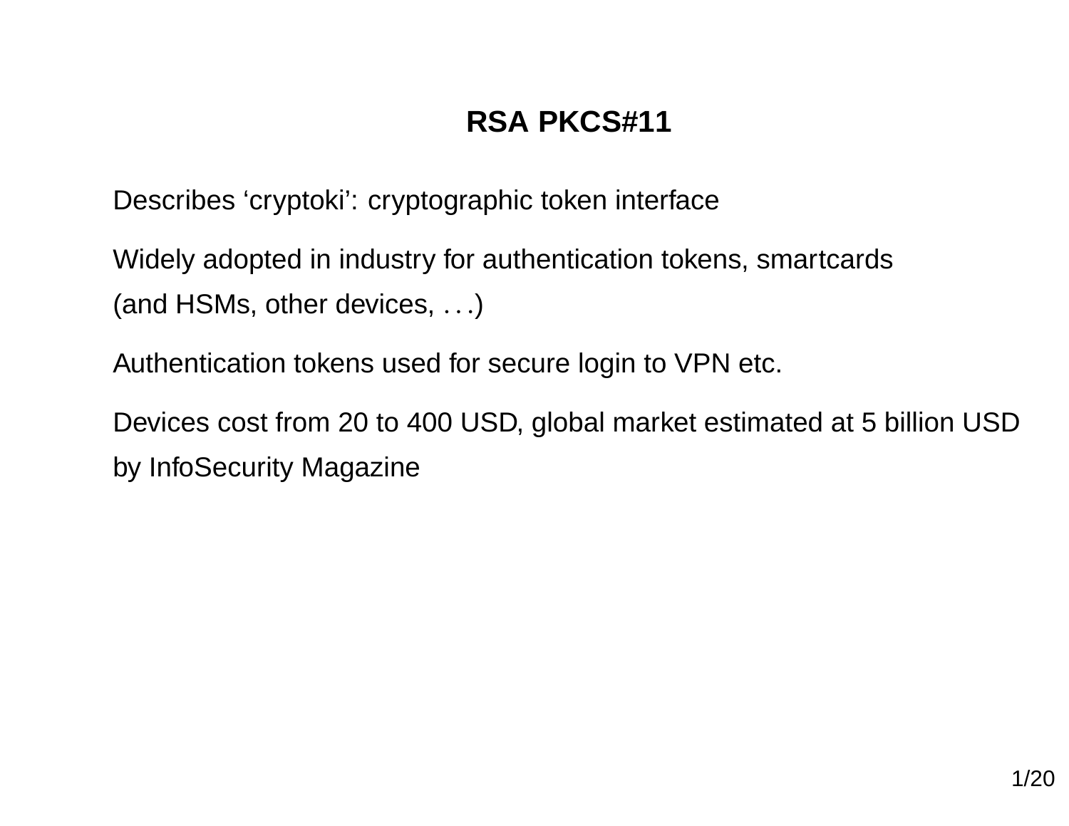# RSA PKCS#11

Describes ‘cryptoki’: cryptographic token interface

Widely adopted in industry for authentication tokens, smartcards
(and HSMs, other devices, . . .)

Authentication tokens used for secure login to VPN etc.

Devices cost from 20 to 400 USD, global market estimated at 5 billion USD by InfoSecurity Magazine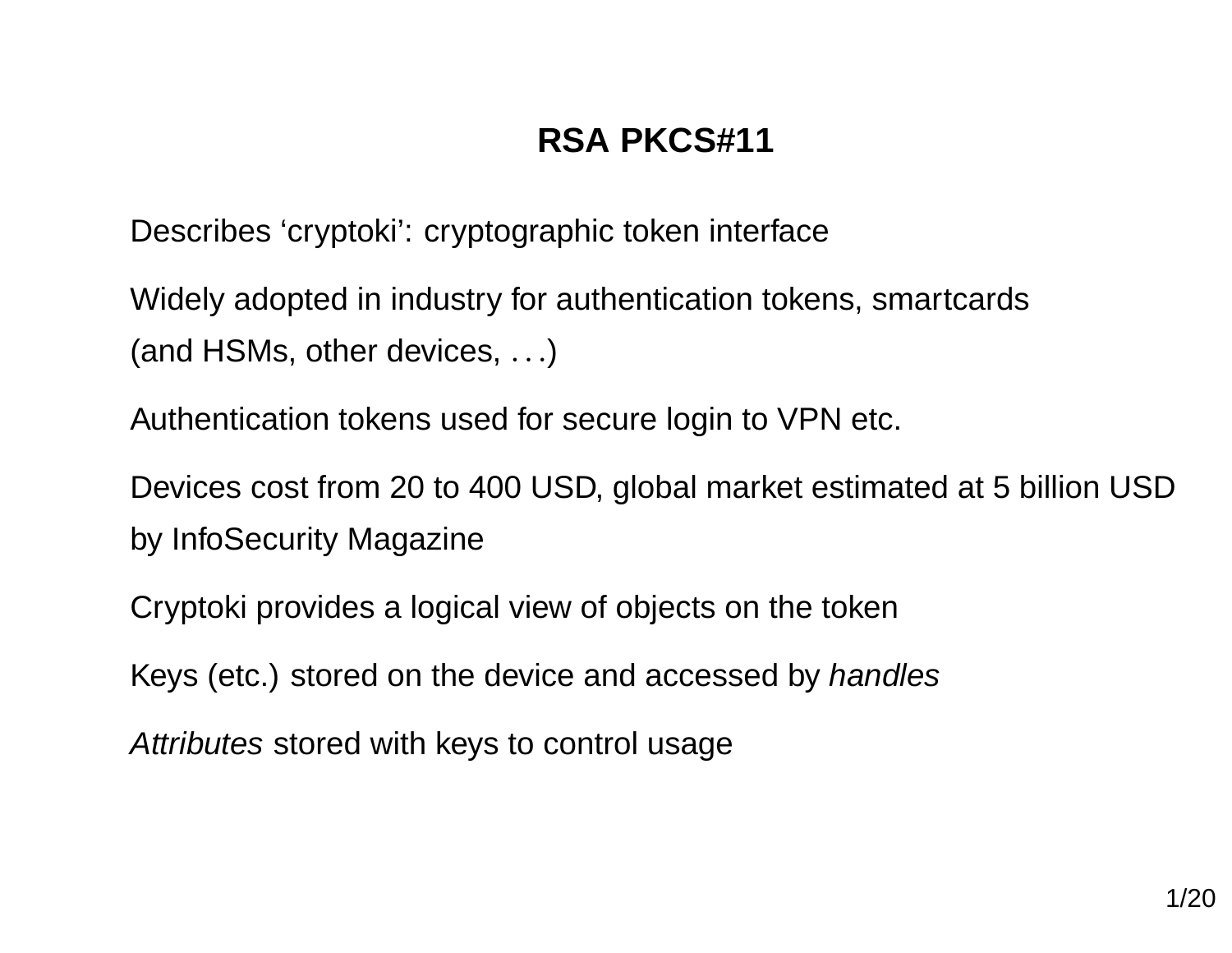# RSA PKCS#11

Describes ‘cryptoki’: cryptographic token interface

Widely adopted in industry for authentication tokens, smartcards (and HSMs, other devices, . . .)

Authentication tokens used for secure login to VPN etc.

Devices cost from 20 to 400 USD, global market estimated at 5 billion USD by InfoSecurity Magazine

Cryptoki provides a logical view of objects on the token

Keys (etc.) stored on the device and accessed by *handles*

*Attributes* stored with keys to control usage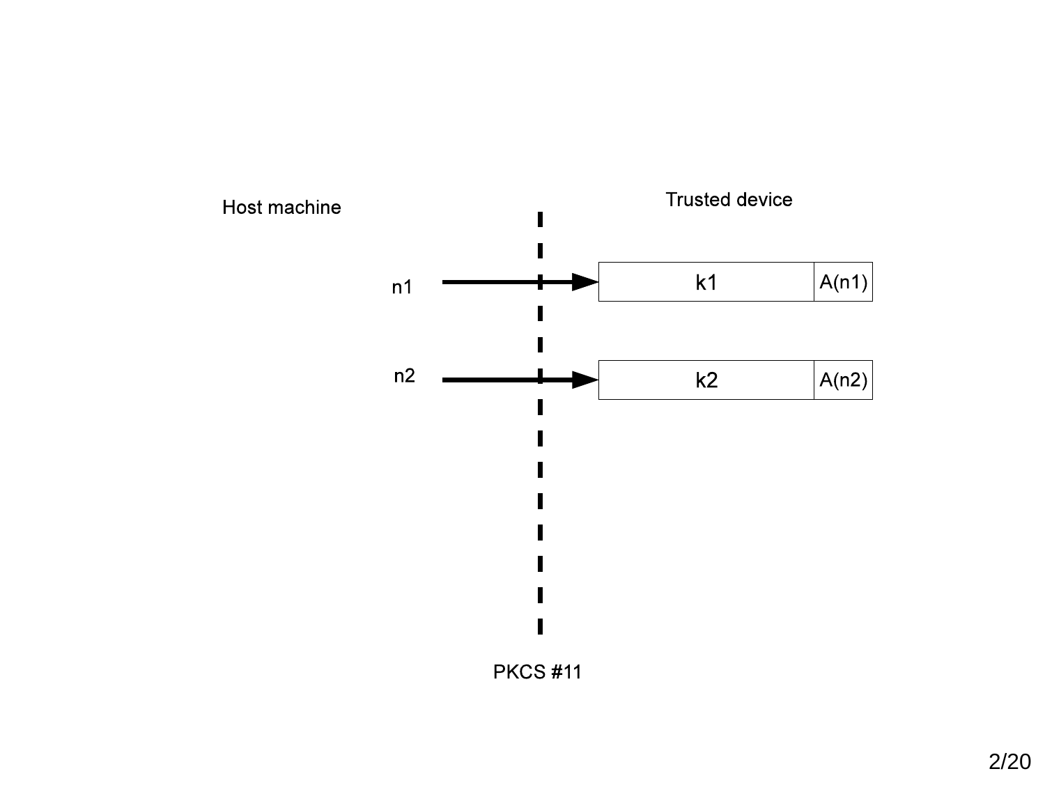Host machine

Trusted device

n1 → k1 | A(n1)

n2 → k2 | A(n2)

PKCS #11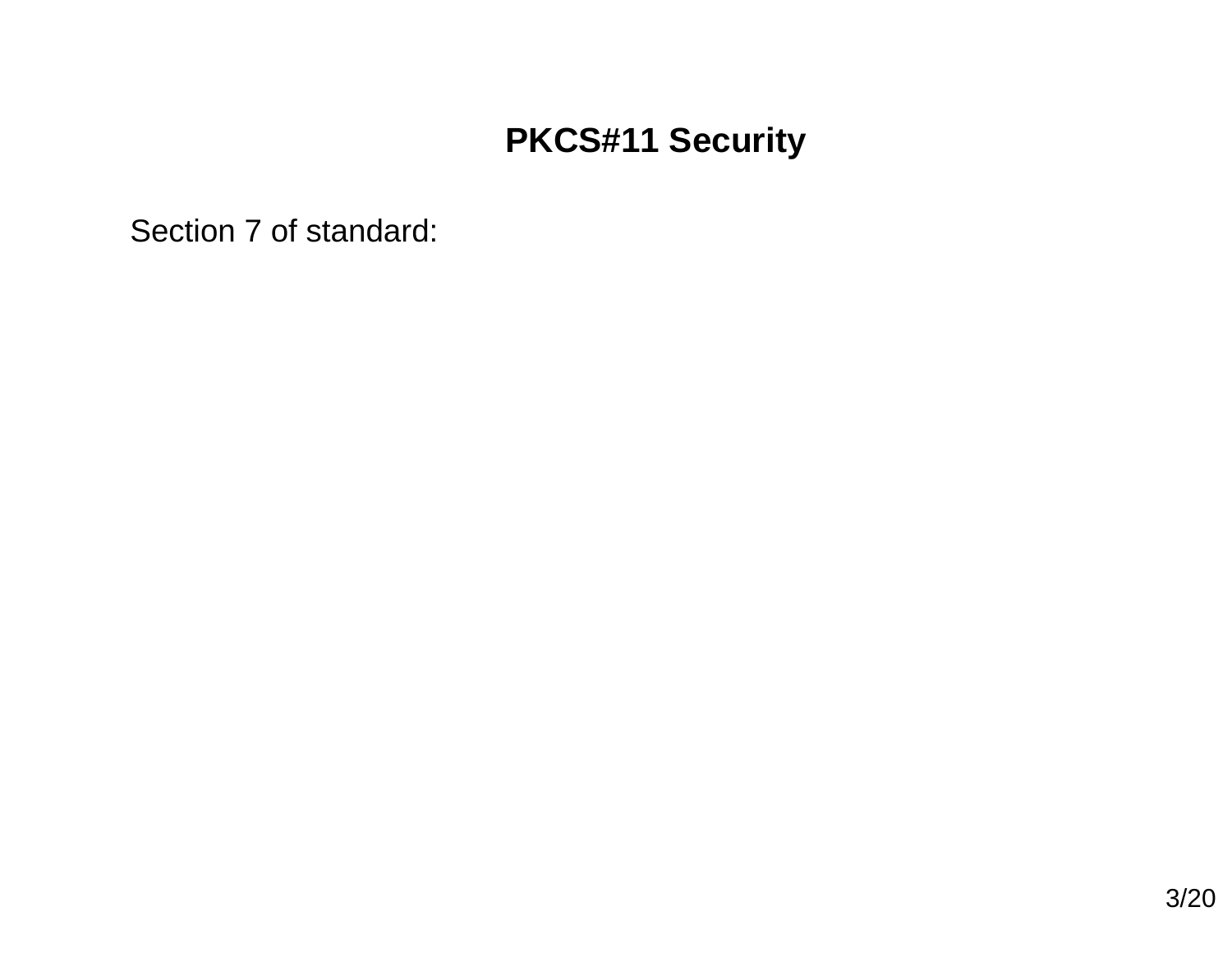# PKCS#11 Security

Section 7 of standard: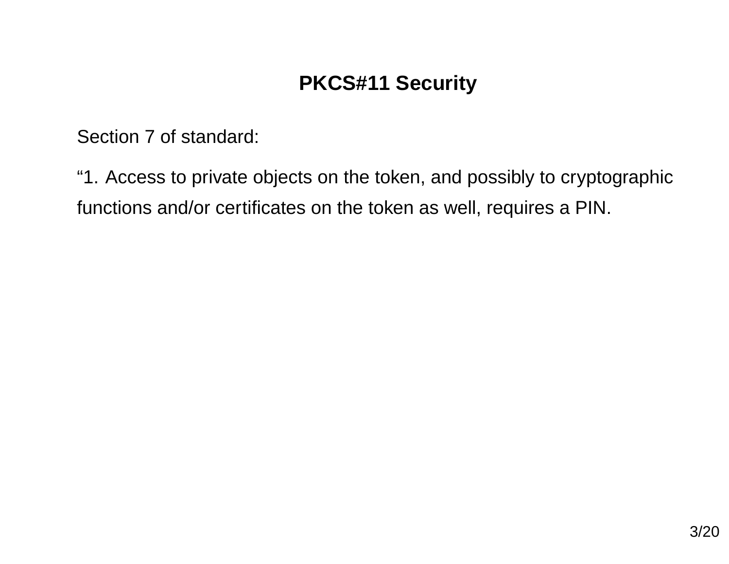# PKCS#11 Security

Section 7 of standard:

“1. Access to private objects on the token, and possibly to cryptographic functions and/or certificates on the token as well, requires a PIN.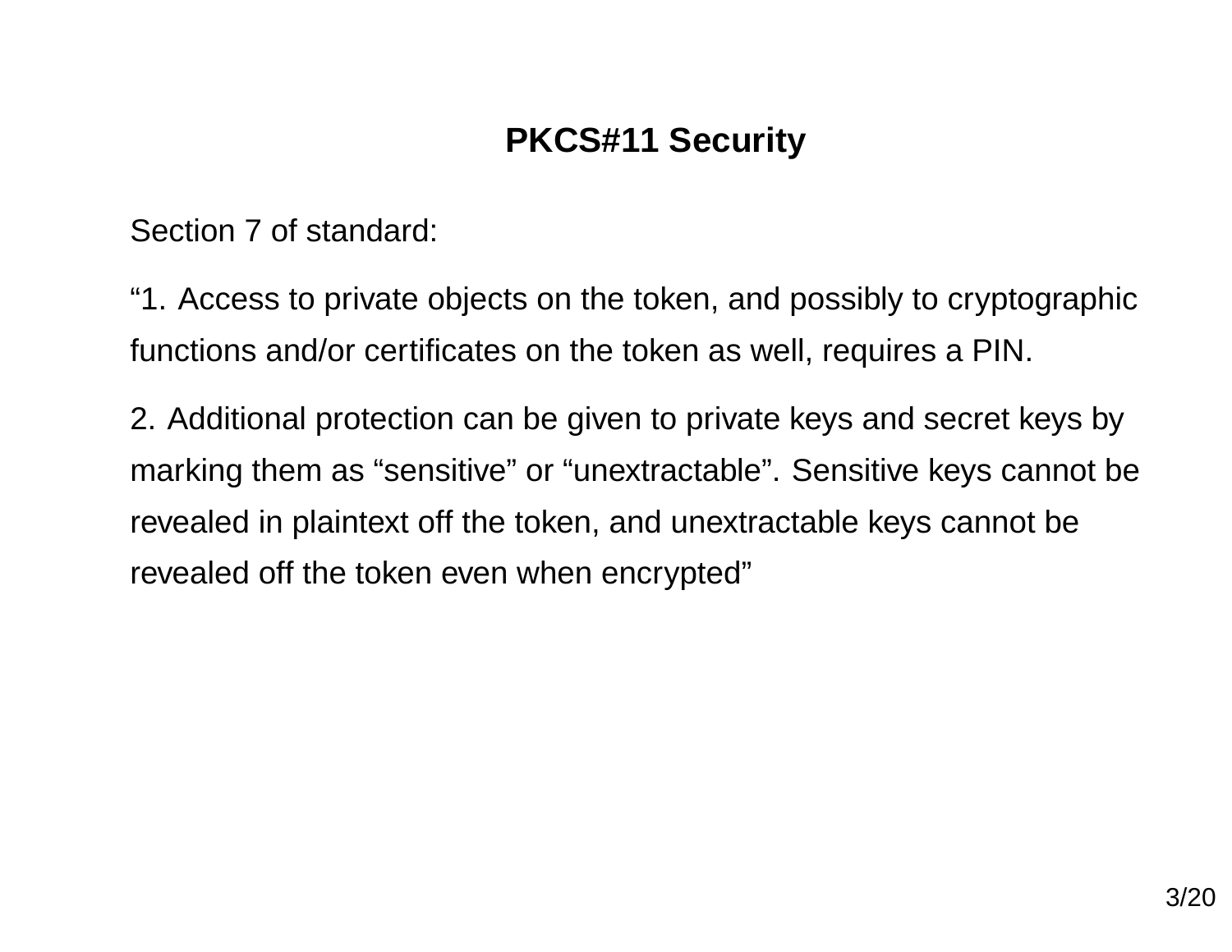# PKCS#11 Security

Section 7 of standard:

"1. Access to private objects on the token, and possibly to cryptographic functions and/or certificates on the token as well, requires a PIN.

2. Additional protection can be given to private keys and secret keys by marking them as "sensitive" or "unextractable". Sensitive keys cannot be revealed in plaintext off the token, and unextractable keys cannot be revealed off the token even when encrypted"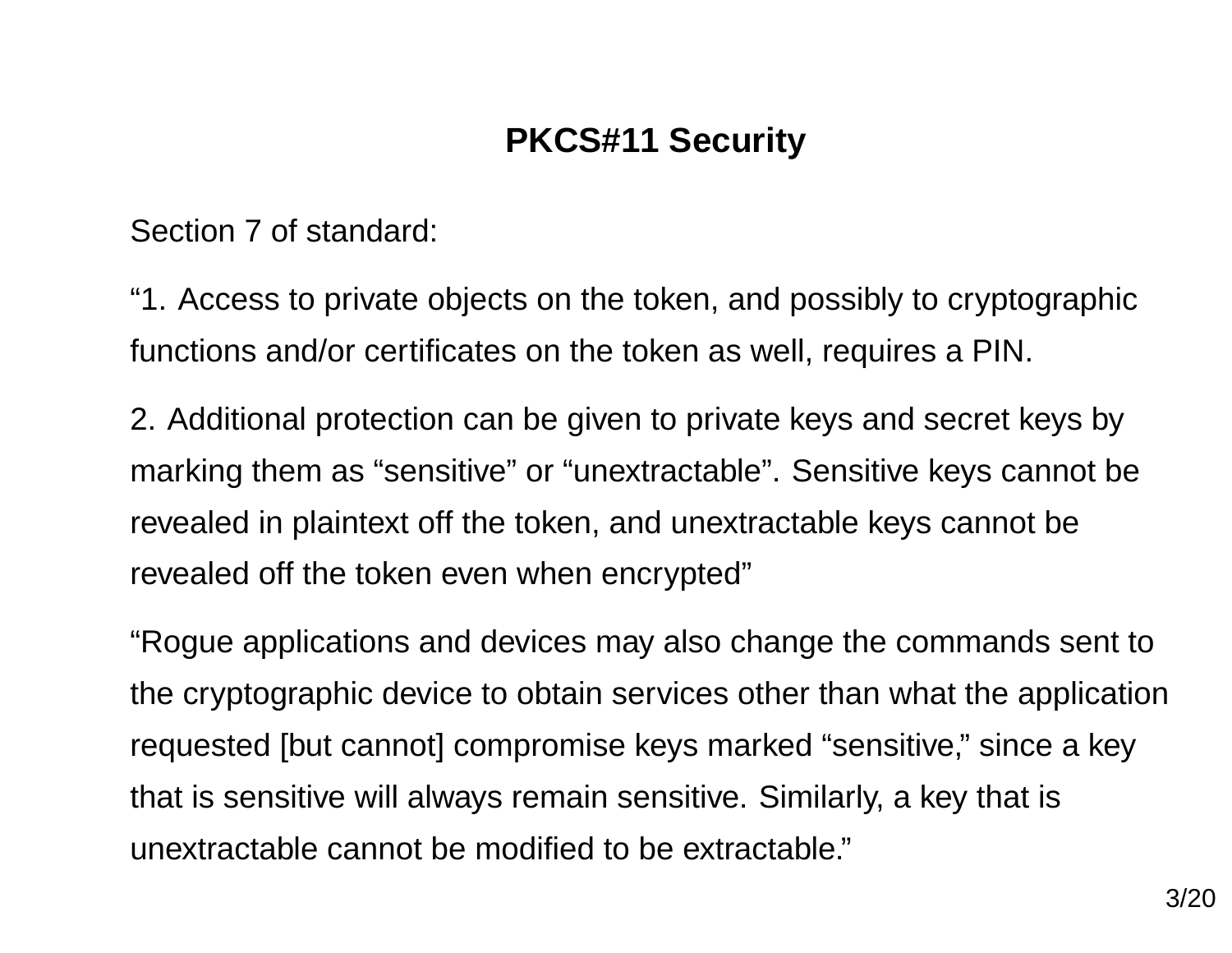## PKCS#11 Security

Section 7 of standard:

“1. Access to private objects on the token, and possibly to cryptographic functions and/or certificates on the token as well, requires a PIN.

2. Additional protection can be given to private keys and secret keys by marking them as “sensitive” or “unextractable”. Sensitive keys cannot be revealed in plaintext off the token, and unextractable keys cannot be revealed off the token even when encrypted”

“Rogue applications and devices may also change the commands sent to the cryptographic device to obtain services other than what the application requested [but cannot] compromise keys marked “sensitive,” since a key that is sensitive will always remain sensitive. Similarly, a key that is unextractable cannot be modified to be extractable.”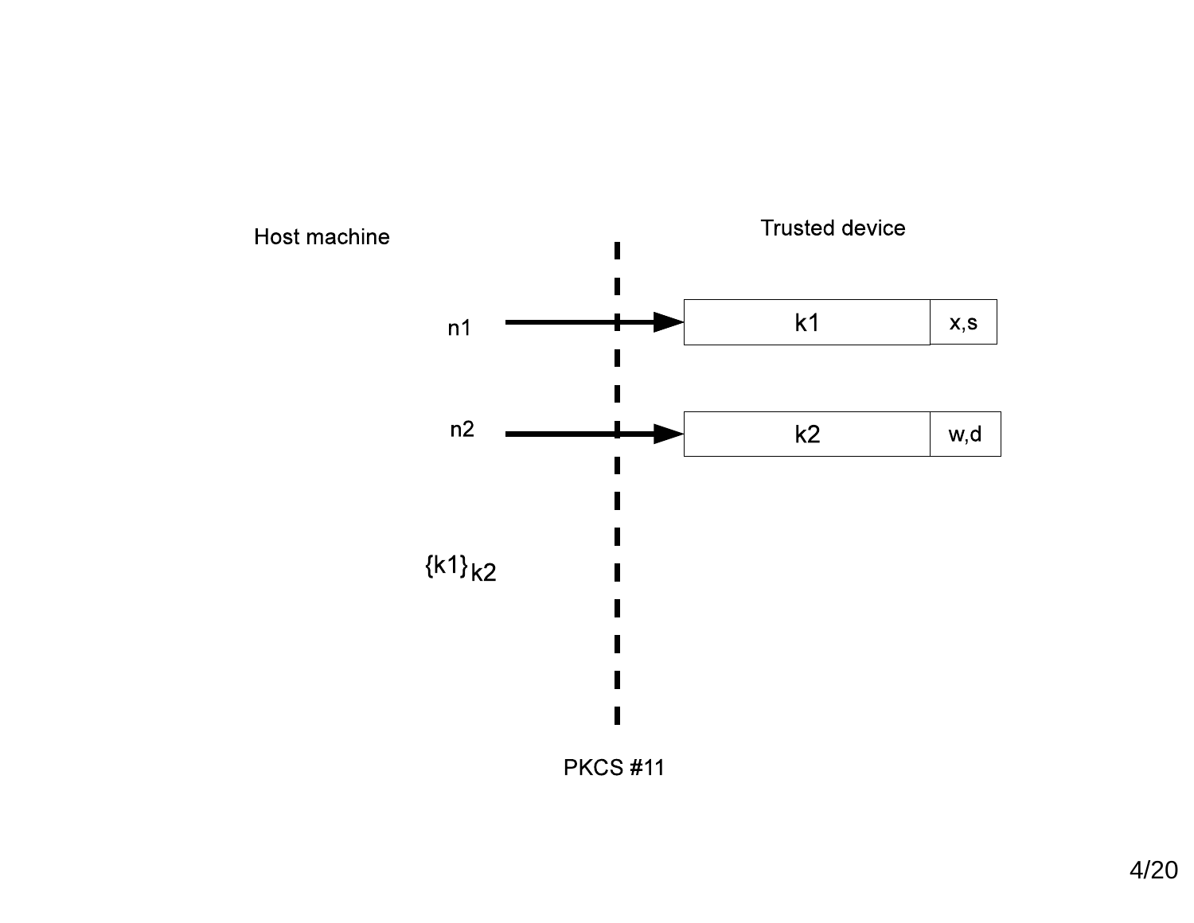Host machine

Trusted device

n1

k1

x,s

n2

k2

w,d

$\{k1\}_{k2}$

PKCS #11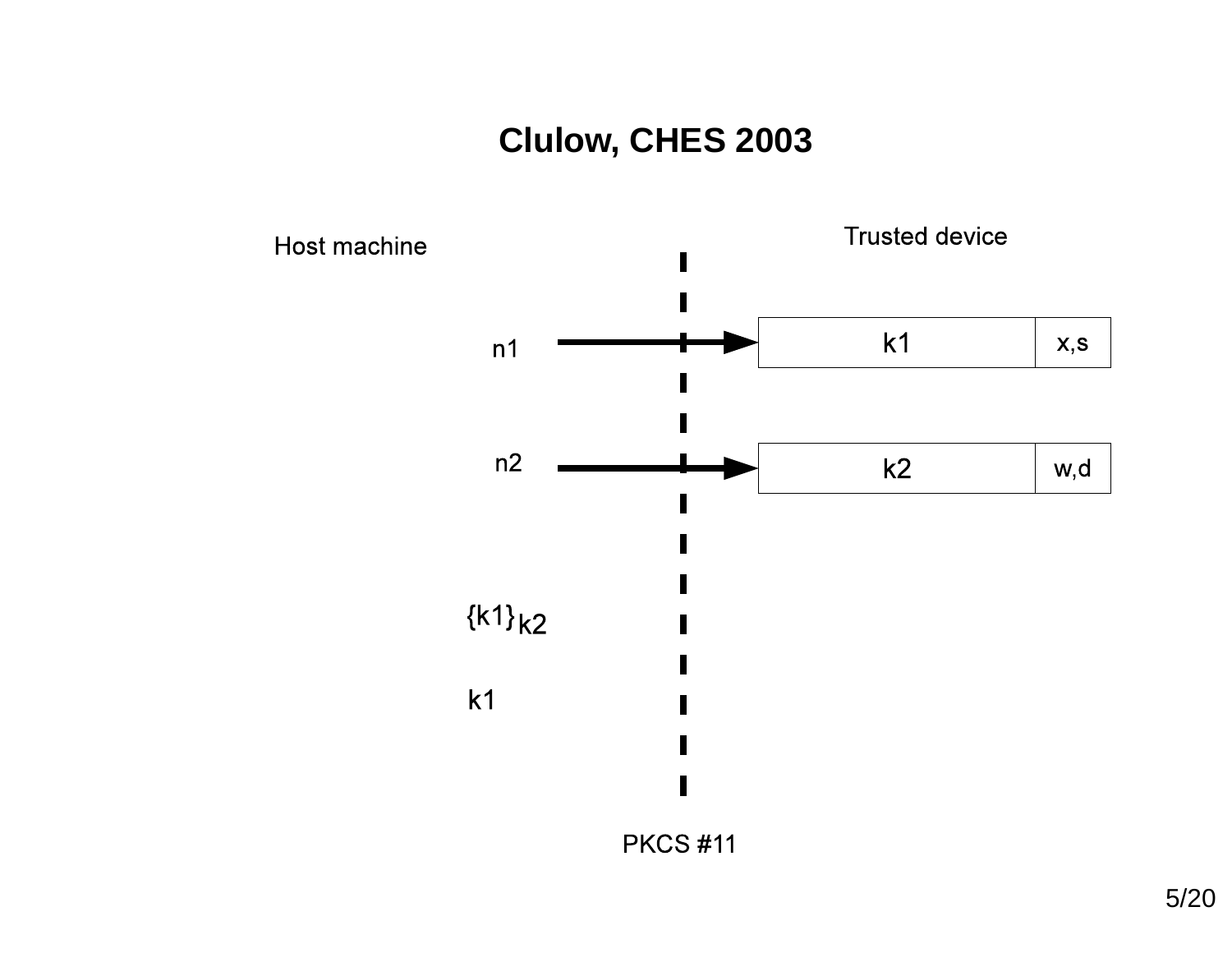# Clulow, CHES 2003

Host machine

Trusted device

n1

n2

| k1 | x,s |
|---|---|

| k2 | w,d |
|---|---|

$\{k1\}_{k2}$

k1

PKCS #11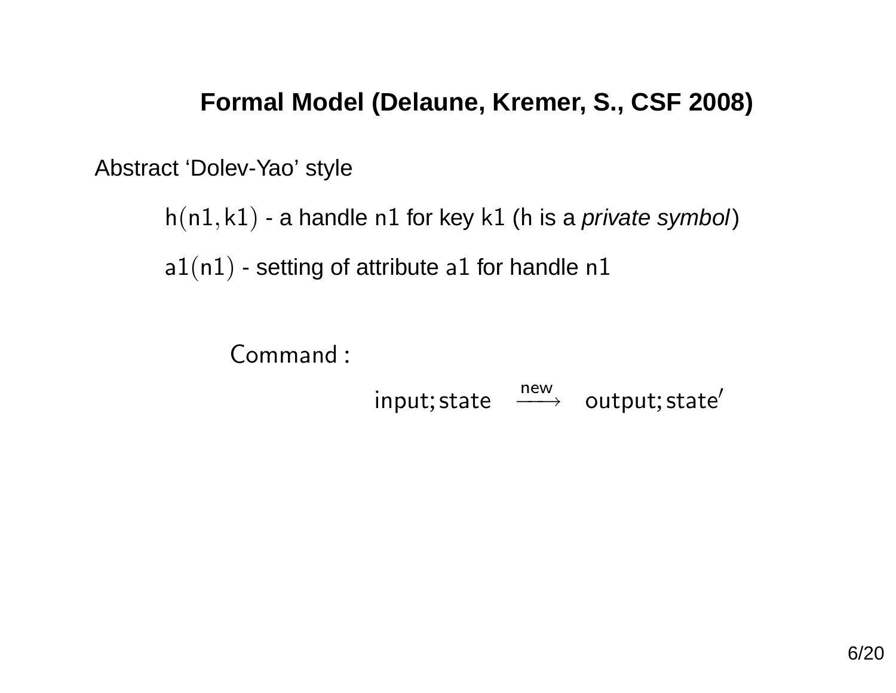## Formal Model (Delaune, Kremer, S., CSF 2008)

Abstract ‘Dolev-Yao’ style

$\mathsf{h}(\mathsf{n1}, \mathsf{k1})$ - a handle $\mathsf{n1}$ for key $\mathsf{k1}$ ($\mathsf{h}$ is a *private symbol*)

$\mathsf{a1}(\mathsf{n1})$ - setting of attribute $\mathsf{a1}$ for handle $\mathsf{n1}$

$$\mathsf{Command}: \quad \mathsf{input}; \mathsf{state} \xrightarrow{\mathsf{new}} \mathsf{output}; \mathsf{state}'$$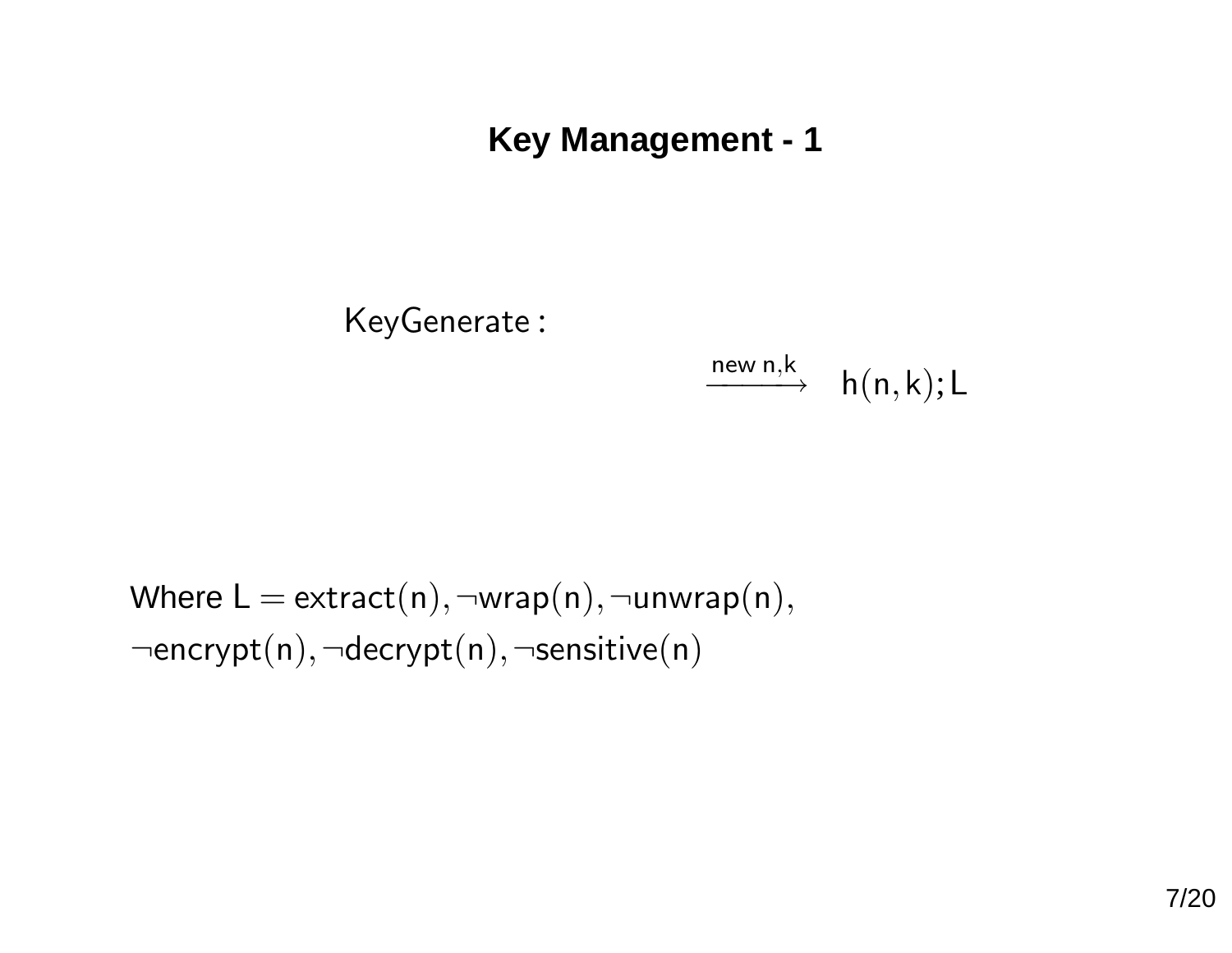# Key Management - 1

$$\mathsf{KeyGenerate} : \quad \xrightarrow{\text{new n,k}} \quad \mathsf{h}(\mathsf{n},\mathsf{k}); \mathsf{L}$$

Where $\mathsf{L} = \mathsf{extract}(\mathsf{n}), \neg\mathsf{wrap}(\mathsf{n}), \neg\mathsf{unwrap}(\mathsf{n}), \neg\mathsf{encrypt}(\mathsf{n}), \neg\mathsf{decrypt}(\mathsf{n}), \neg\mathsf{sensitive}(\mathsf{n})$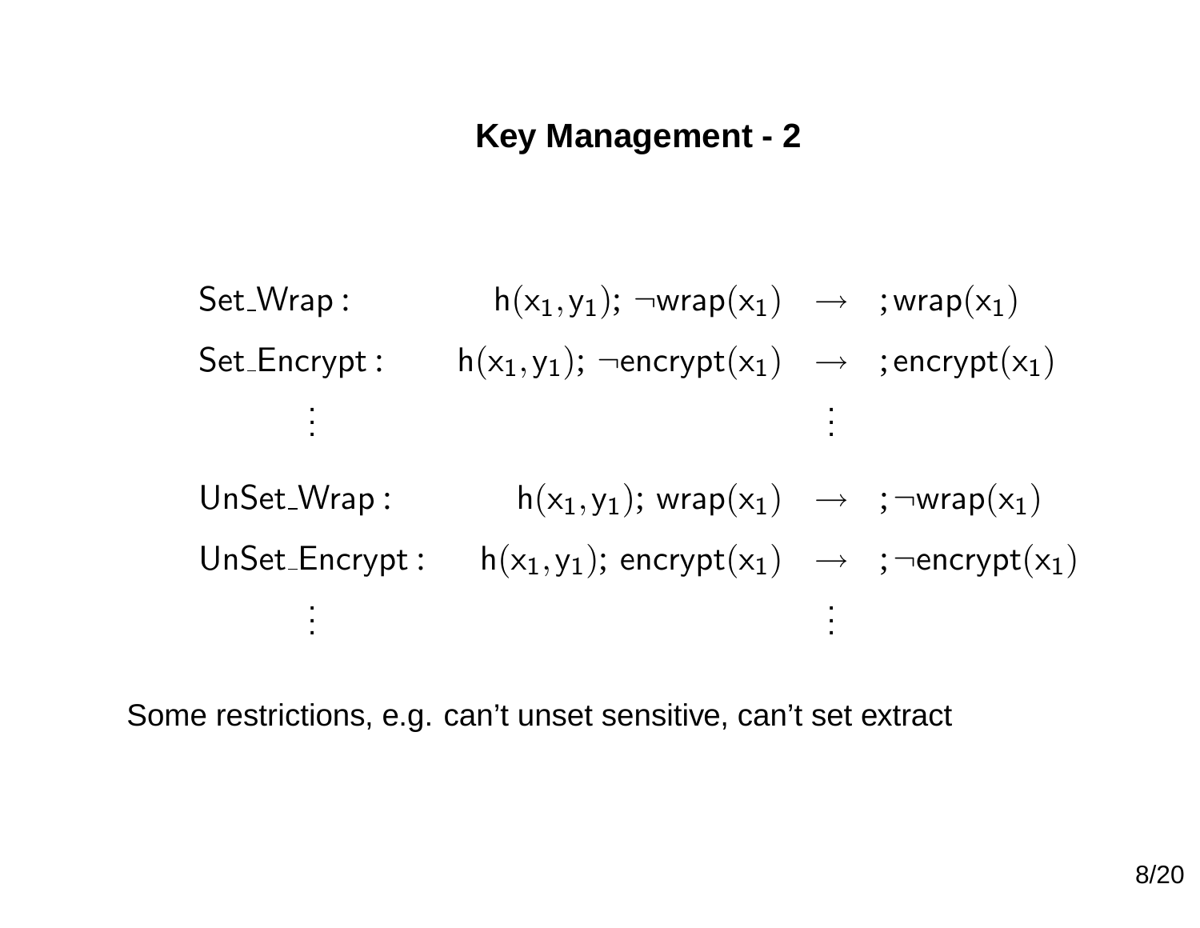# Key Management - 2

$$
\begin{array}{lrcl}
\mathsf{Set\_Wrap:} & \mathsf{h}(\mathsf{x_1},\mathsf{y_1});\ \neg\mathsf{wrap}(\mathsf{x_1}) & \rightarrow & ;\mathsf{wrap}(\mathsf{x_1}) \\
\mathsf{Set\_Encrypt:} & \mathsf{h}(\mathsf{x_1},\mathsf{y_1});\ \neg\mathsf{encrypt}(\mathsf{x_1}) & \rightarrow & ;\mathsf{encrypt}(\mathsf{x_1}) \\
\vdots & & \vdots & \\
\mathsf{UnSet\_Wrap:} & \mathsf{h}(\mathsf{x_1},\mathsf{y_1});\ \mathsf{wrap}(\mathsf{x_1}) & \rightarrow & ;\neg\mathsf{wrap}(\mathsf{x_1}) \\
\mathsf{UnSet\_Encrypt:} & \mathsf{h}(\mathsf{x_1},\mathsf{y_1});\ \mathsf{encrypt}(\mathsf{x_1}) & \rightarrow & ;\neg\mathsf{encrypt}(\mathsf{x_1}) \\
\vdots & & \vdots &
\end{array}
$$

Some restrictions, e.g. can't unset sensitive, can't set extract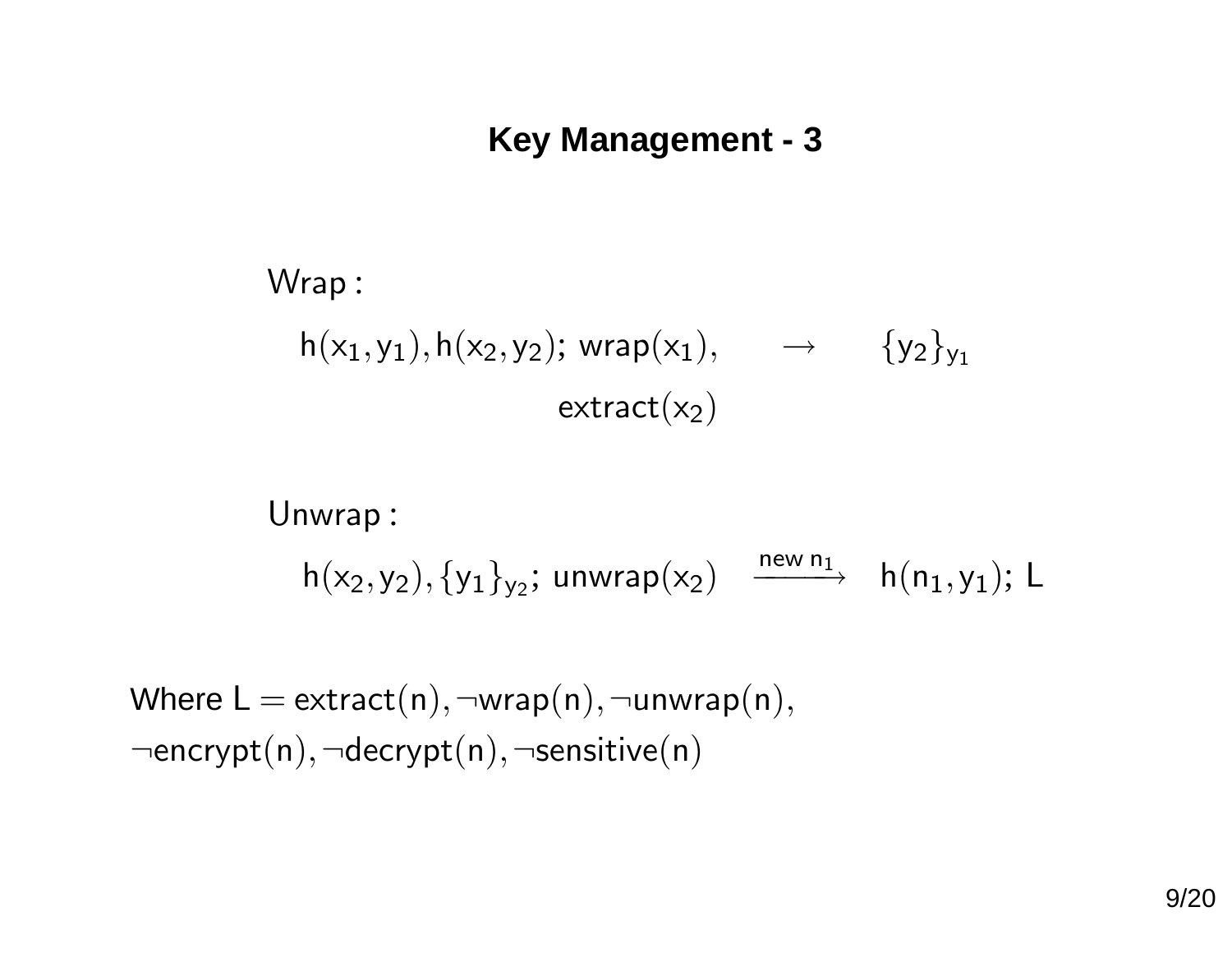## Key Management - 3

Wrap :

$$h(x_1, y_1), h(x_2, y_2);\ \mathsf{wrap}(x_1),\ \mathsf{extract}(x_2) \quad \rightarrow \quad \{y_2\}_{y_1}$$

Unwrap :

$$h(x_2, y_2), \{y_1\}_{y_2};\ \mathsf{unwrap}(x_2) \quad \xrightarrow{\text{new } n_1} \quad h(n_1, y_1);\ L$$

Where $L = \mathsf{extract}(n), \neg\mathsf{wrap}(n), \neg\mathsf{unwrap}(n),$
$\neg\mathsf{encrypt}(n), \neg\mathsf{decrypt}(n), \neg\mathsf{sensitive}(n)$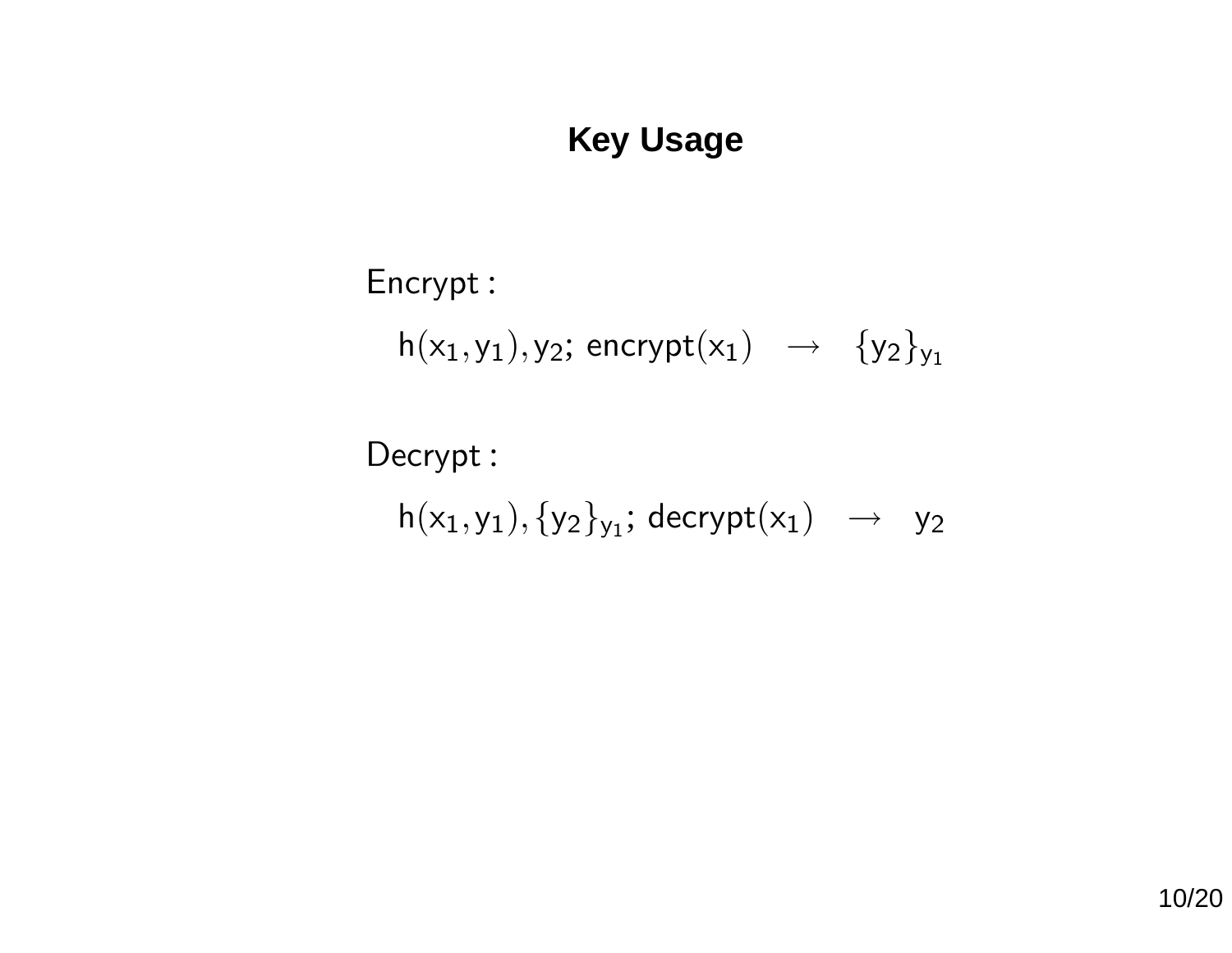# Key Usage

Encrypt :

$$\mathsf{h}(\mathsf{x}_1, \mathsf{y}_1), \mathsf{y}_2;\ \mathsf{encrypt}(\mathsf{x}_1) \quad \rightarrow \quad \{\mathsf{y}_2\}_{\mathsf{y}_1}$$

Decrypt :

$$\mathsf{h}(\mathsf{x}_1, \mathsf{y}_1), \{\mathsf{y}_2\}_{\mathsf{y}_1};\ \mathsf{decrypt}(\mathsf{x}_1) \quad \rightarrow \quad \mathsf{y}_2$$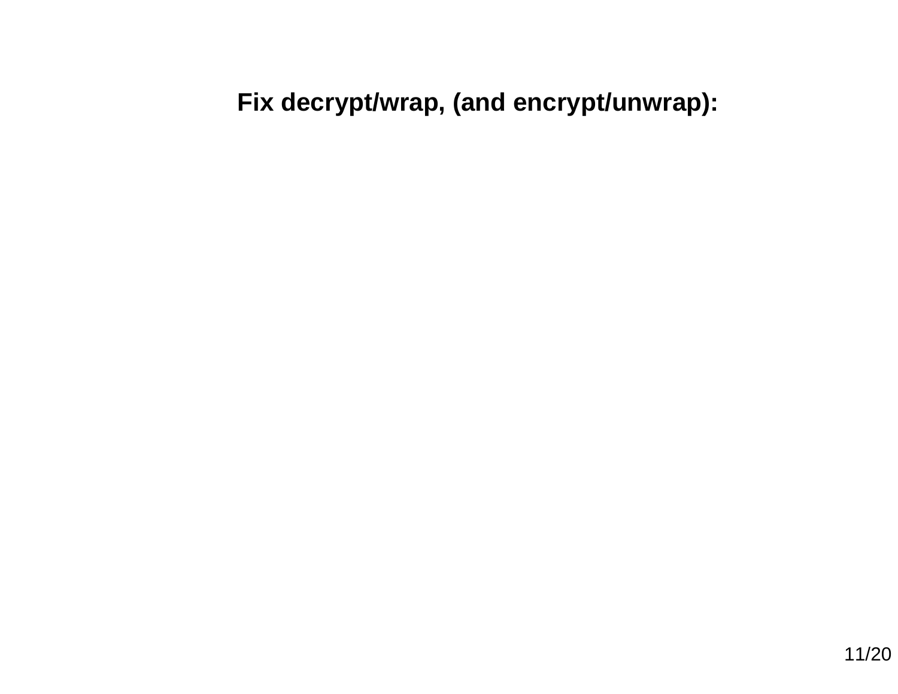**Fix decrypt/wrap, (and encrypt/unwrap):**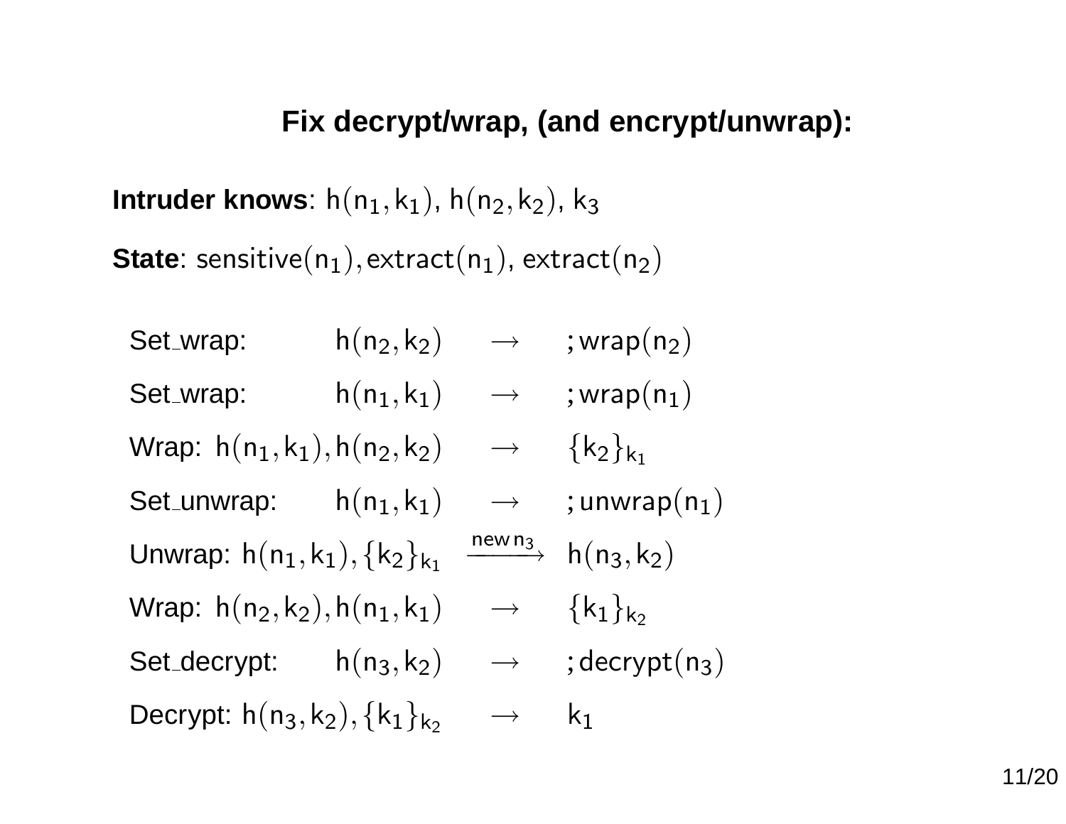## Fix decrypt/wrap, (and encrypt/unwrap):

**Intruder knows**: $\mathsf{h}(\mathsf{n}_1, \mathsf{k}_1)$, $\mathsf{h}(\mathsf{n}_2, \mathsf{k}_2)$, $\mathsf{k}_3$

**State**: $\mathsf{sensitive}(\mathsf{n}_1), \mathsf{extract}(\mathsf{n}_1)$, $\mathsf{extract}(\mathsf{n}_2)$

| | | | |
|---|---|---|---|
| Set_wrap: | $\mathsf{h}(\mathsf{n}_2, \mathsf{k}_2)$ | $\rightarrow$ | $; \mathsf{wrap}(\mathsf{n}_2)$ |
| Set_wrap: | $\mathsf{h}(\mathsf{n}_1, \mathsf{k}_1)$ | $\rightarrow$ | $; \mathsf{wrap}(\mathsf{n}_1)$ |
| Wrap: | $\mathsf{h}(\mathsf{n}_1, \mathsf{k}_1), \mathsf{h}(\mathsf{n}_2, \mathsf{k}_2)$ | $\rightarrow$ | $\{\mathsf{k}_2\}_{\mathsf{k}_1}$ |
| Set_unwrap: | $\mathsf{h}(\mathsf{n}_1, \mathsf{k}_1)$ | $\rightarrow$ | $; \mathsf{unwrap}(\mathsf{n}_1)$ |
| Unwrap: | $\mathsf{h}(\mathsf{n}_1, \mathsf{k}_1), \{\mathsf{k}_2\}_{\mathsf{k}_1}$ | $\xrightarrow{\mathsf{new}\, \mathsf{n}_3}$ | $\mathsf{h}(\mathsf{n}_3, \mathsf{k}_2)$ |
| Wrap: | $\mathsf{h}(\mathsf{n}_2, \mathsf{k}_2), \mathsf{h}(\mathsf{n}_1, \mathsf{k}_1)$ | $\rightarrow$ | $\{\mathsf{k}_1\}_{\mathsf{k}_2}$ |
| Set_decrypt: | $\mathsf{h}(\mathsf{n}_3, \mathsf{k}_2)$ | $\rightarrow$ | $; \mathsf{decrypt}(\mathsf{n}_3)$ |
| Decrypt: | $\mathsf{h}(\mathsf{n}_3, \mathsf{k}_2), \{\mathsf{k}_1\}_{\mathsf{k}_2}$ | $\rightarrow$ | $\mathsf{k}_1$ |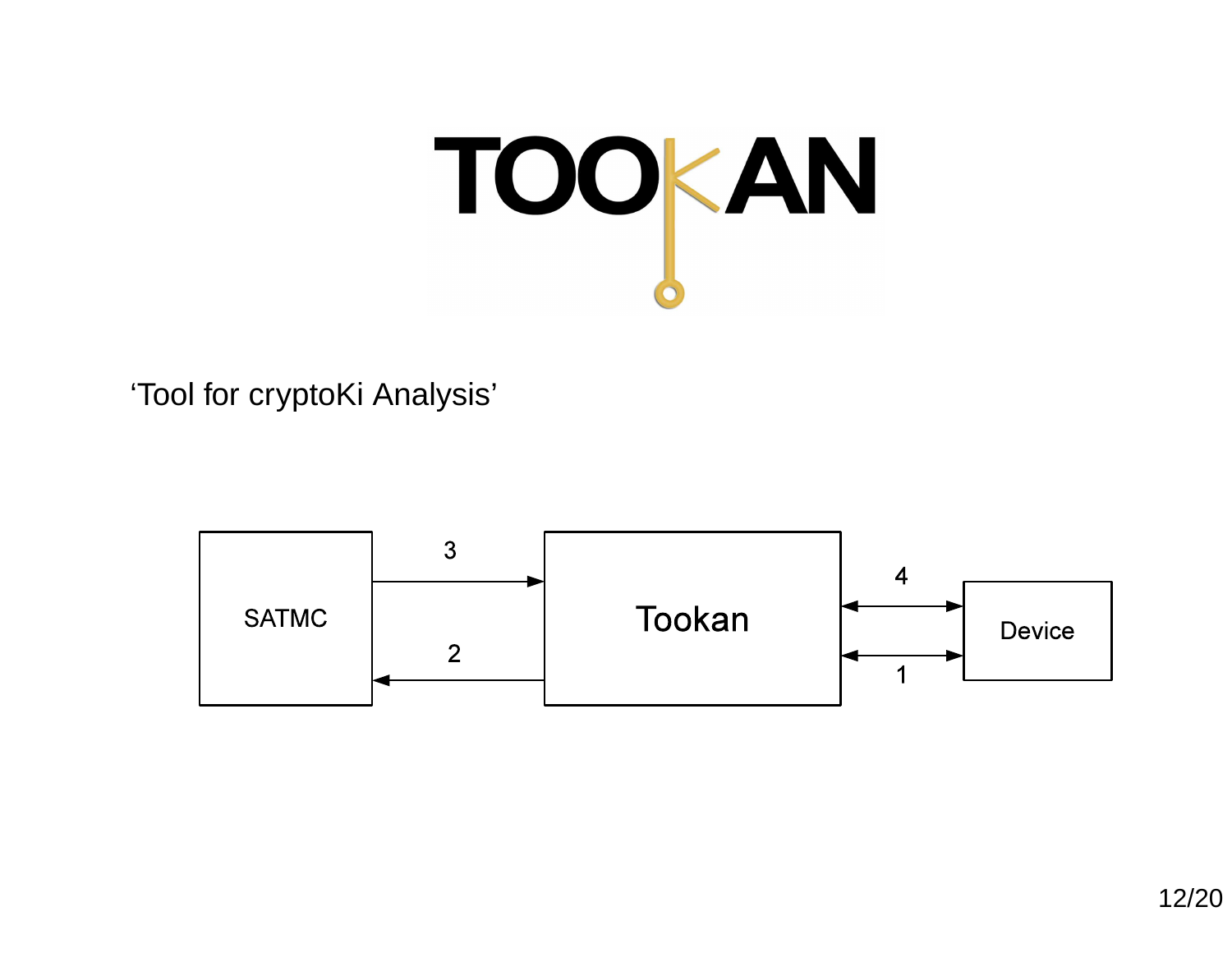# TOOKAN

'Tool for cryptoKi Analysis'

SATMC

3

2

Tookan

4

1

Device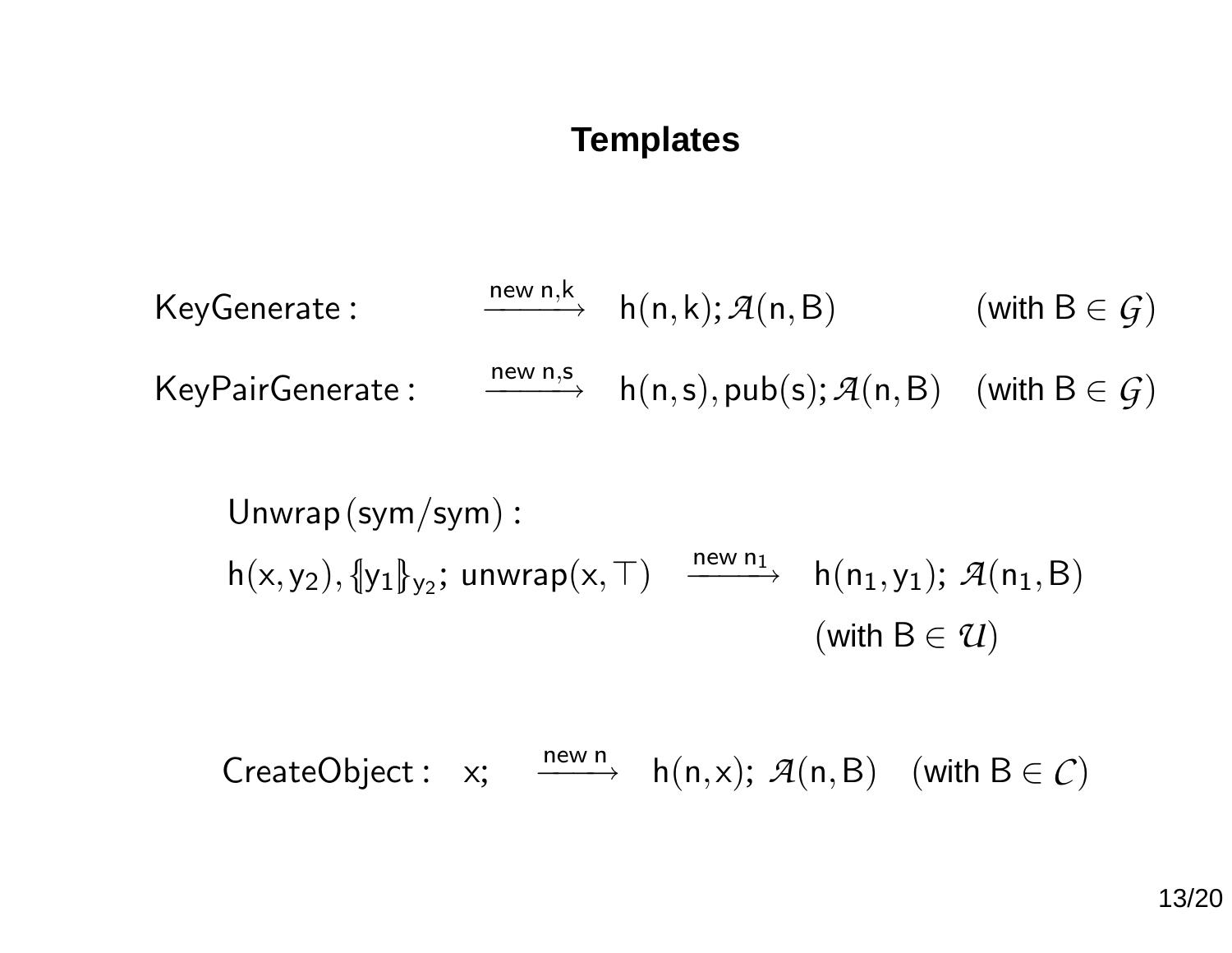# Templates

$$\mathsf{KeyGenerate:} \quad \xrightarrow{\text{new n,k}} \quad \mathsf{h(n,k)}; \mathcal{A}(\mathsf{n},\mathsf{B}) \qquad (\text{with } \mathsf{B} \in \mathcal{G})$$

$$\mathsf{KeyPairGenerate:} \quad \xrightarrow{\text{new n,s}} \quad \mathsf{h(n,s)}, \mathsf{pub(s)}; \mathcal{A}(\mathsf{n},\mathsf{B}) \quad (\text{with } \mathsf{B} \in \mathcal{G})$$

$\mathsf{Unwrap\,(sym/sym):}$

$$\mathsf{h}(\mathsf{x},\mathsf{y}_2), \{\!|\mathsf{y}_1|\!\}_{\mathsf{y}_2};\ \mathsf{unwrap}(\mathsf{x},\top) \quad \xrightarrow{\text{new } \mathsf{n}_1} \quad \mathsf{h}(\mathsf{n}_1,\mathsf{y}_1);\ \mathcal{A}(\mathsf{n}_1,\mathsf{B}) \quad (\text{with } \mathsf{B} \in \mathcal{U})$$

$$\mathsf{CreateObject:} \quad \mathsf{x}; \quad \xrightarrow{\text{new n}} \quad \mathsf{h(n,x)};\ \mathcal{A}(\mathsf{n},\mathsf{B}) \quad (\text{with } \mathsf{B} \in \mathcal{C})$$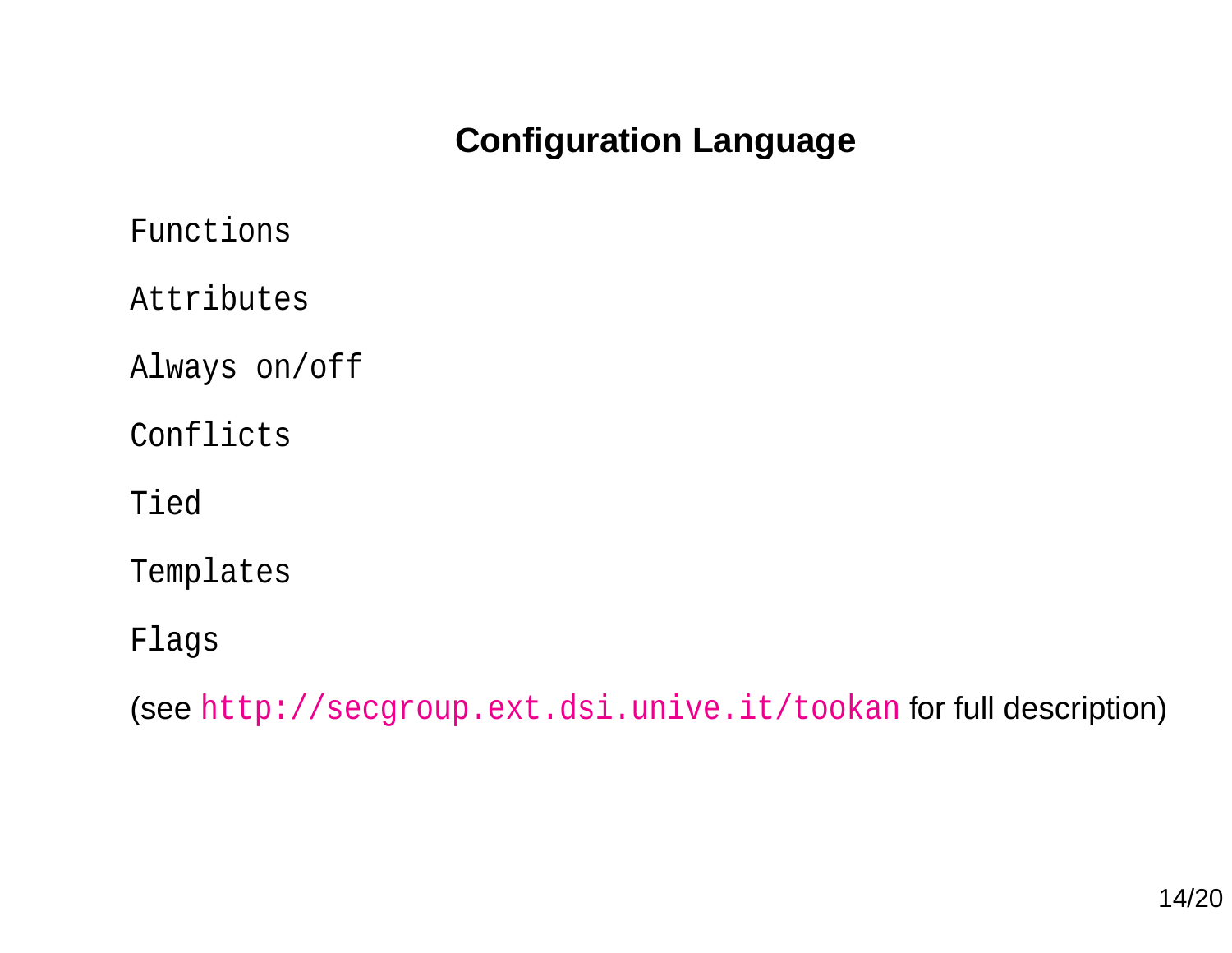# Configuration Language

`Functions`

`Attributes`

`Always on/off`

`Conflicts`

`Tied`

`Templates`

`Flags`

(see `http://secgroup.ext.dsi.unive.it/tookan` for full description)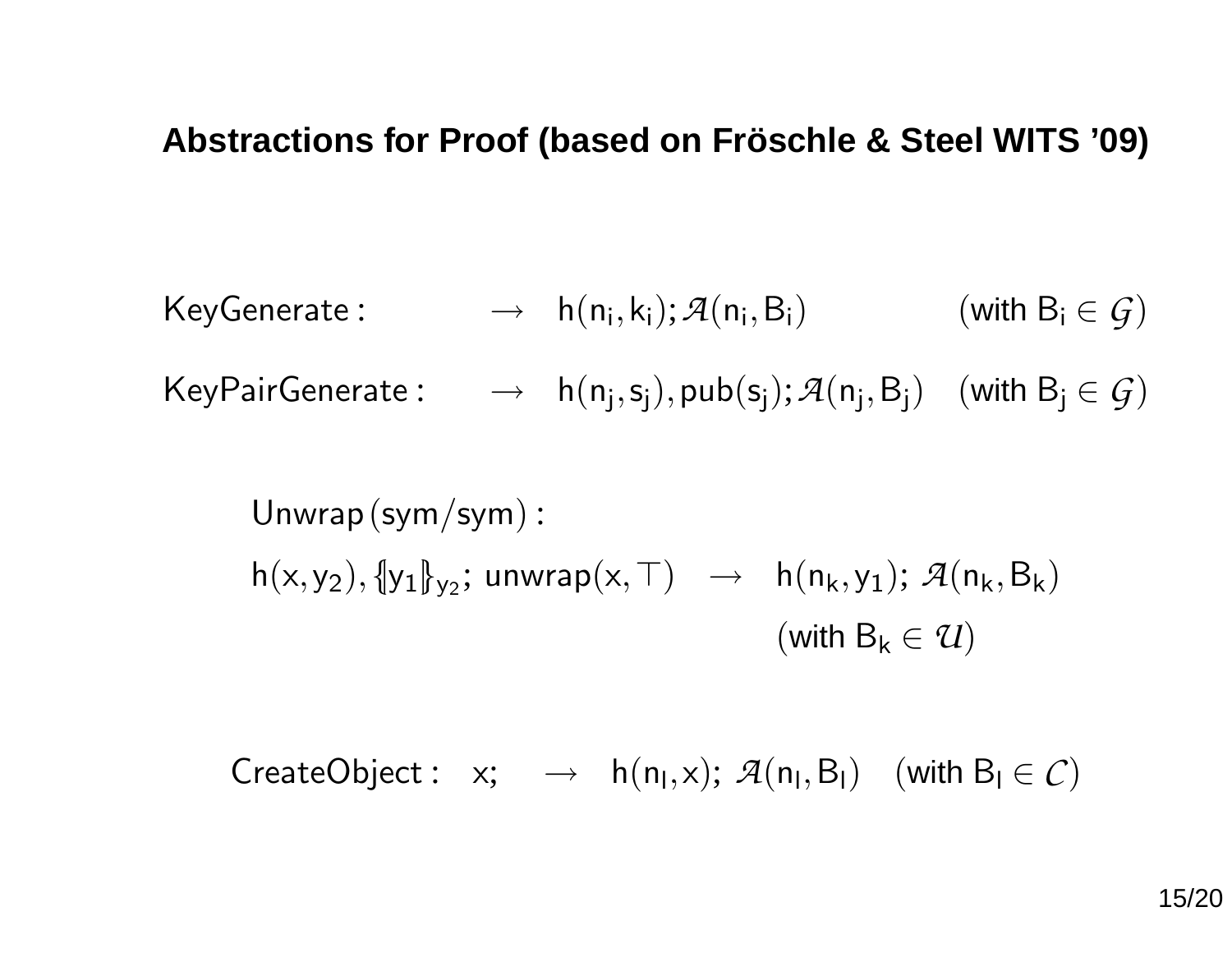## Abstractions for Proof (based on Fröschle & Steel WITS ’09)

$$\mathsf{KeyGenerate}: \quad \rightarrow \quad \mathsf{h}(\mathsf{n_i}, \mathsf{k_i}); \mathcal{A}(\mathsf{n_i}, \mathsf{B_i}) \qquad (\text{with } \mathsf{B_i} \in \mathcal{G})$$

$$\mathsf{KeyPairGenerate}: \quad \rightarrow \quad \mathsf{h}(\mathsf{n_j}, \mathsf{s_j}), \mathsf{pub}(\mathsf{s_j}); \mathcal{A}(\mathsf{n_j}, \mathsf{B_j}) \qquad (\text{with } \mathsf{B_j} \in \mathcal{G})$$

$$\mathsf{Unwrap\,(sym/sym)}:$$

$$\mathsf{h}(\mathsf{x}, \mathsf{y_2}), \{\!|\mathsf{y_1}|\!\}_{\mathsf{y_2}}; \ \mathsf{unwrap}(\mathsf{x}, \top) \quad \rightarrow \quad \mathsf{h}(\mathsf{n_k}, \mathsf{y_1}); \ \mathcal{A}(\mathsf{n_k}, \mathsf{B_k})$$

$$(\text{with } \mathsf{B_k} \in \mathcal{U})$$

$$\mathsf{CreateObject}: \quad \mathsf{x}; \quad \rightarrow \quad \mathsf{h}(\mathsf{n_l}, \mathsf{x}); \ \mathcal{A}(\mathsf{n_l}, \mathsf{B_l}) \quad (\text{with } \mathsf{B_l} \in \mathcal{C})$$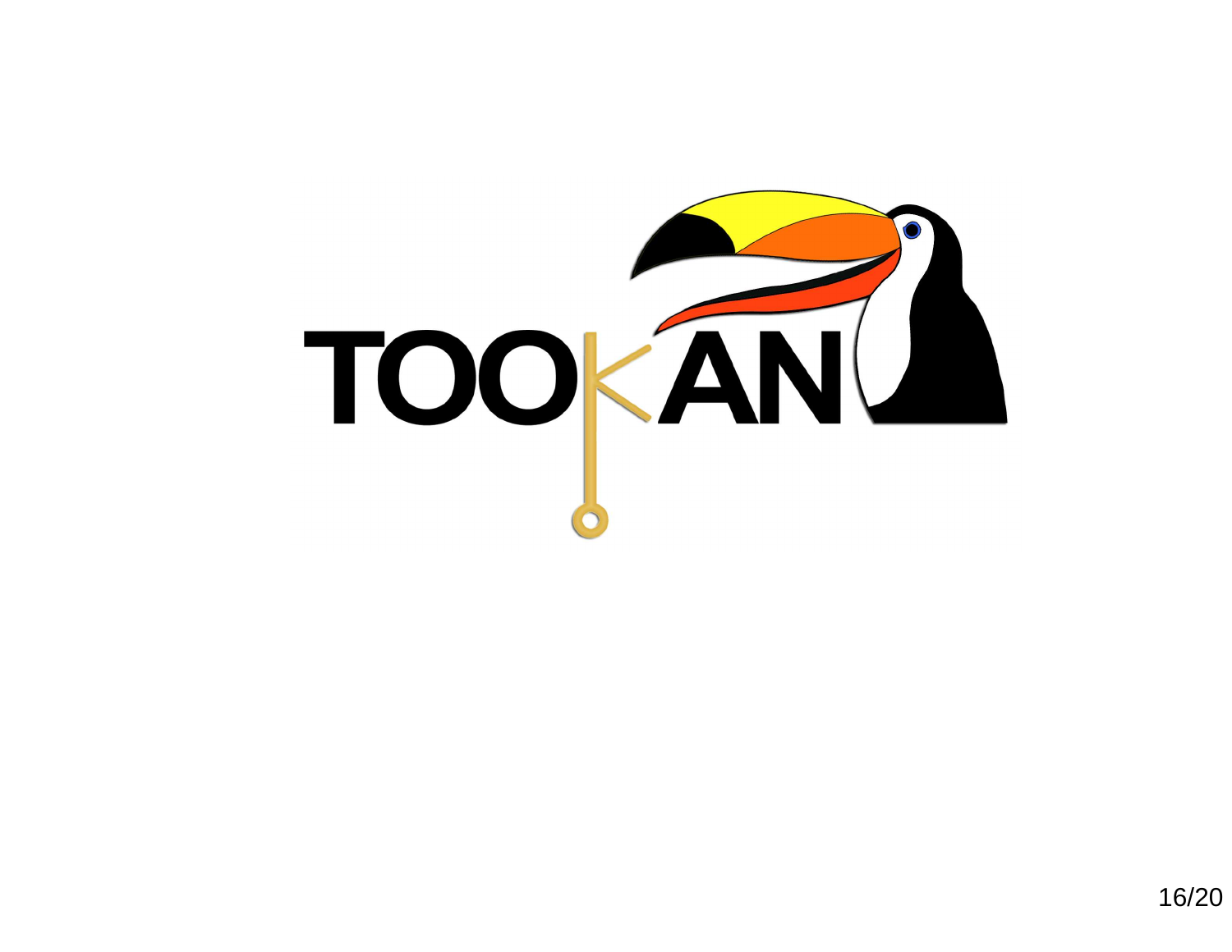TOOKAN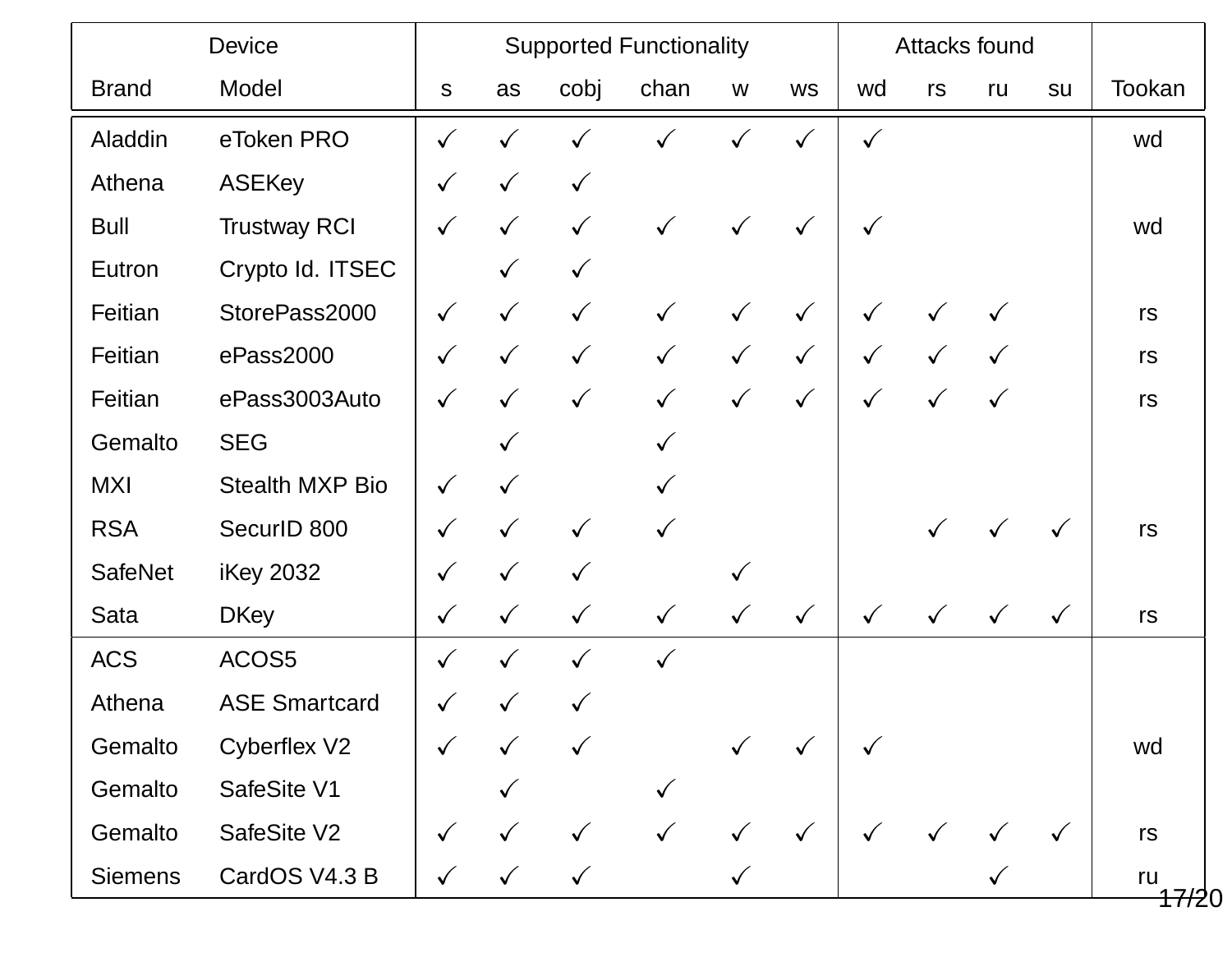| Device | | Supported Functionality | | | | | | Attacks found | | | | |
|---|---|---|---|---|---|---|---|---|---|---|---|---|
| Brand | Model | s | as | cobj | chan | w | ws | wd | rs | ru | su | Tookan |
| Aladdin | eToken PRO | ✓ | ✓ | ✓ | ✓ | ✓ | ✓ | ✓ | | | | wd |
| Athena | ASEKey | ✓ | ✓ | ✓ | | | | | | | | |
| Bull | Trustway RCI | ✓ | ✓ | ✓ | ✓ | ✓ | ✓ | ✓ | | | | wd |
| Eutron | Crypto Id. ITSEC | | ✓ | ✓ | | | | | | | | |
| Feitian | StorePass2000 | ✓ | ✓ | ✓ | ✓ | ✓ | ✓ | ✓ | ✓ | ✓ | | rs |
| Feitian | ePass2000 | ✓ | ✓ | ✓ | ✓ | ✓ | ✓ | ✓ | ✓ | ✓ | | rs |
| Feitian | ePass3003Auto | ✓ | ✓ | ✓ | ✓ | ✓ | ✓ | ✓ | ✓ | ✓ | | rs |
| Gemalto | SEG | | ✓ | | ✓ | | | | | | | |
| MXI | Stealth MXP Bio | ✓ | ✓ | | ✓ | | | | | | | |
| RSA | SecurID 800 | ✓ | ✓ | ✓ | ✓ | | | | ✓ | ✓ | ✓ | rs |
| SafeNet | iKey 2032 | ✓ | ✓ | ✓ | | ✓ | | | | | | |
| Sata | DKey | ✓ | ✓ | ✓ | ✓ | ✓ | ✓ | ✓ | ✓ | ✓ | ✓ | rs |
| ACS | ACOS5 | ✓ | ✓ | ✓ | ✓ | | | | | | | |
| Athena | ASE Smartcard | ✓ | ✓ | ✓ | | | | | | | | |
| Gemalto | Cyberflex V2 | ✓ | ✓ | ✓ | | ✓ | ✓ | ✓ | | | | wd |
| Gemalto | SafeSite V1 | | ✓ | | ✓ | | | | | | | |
| Gemalto | SafeSite V2 | ✓ | ✓ | ✓ | ✓ | ✓ | ✓ | ✓ | ✓ | ✓ | ✓ | rs |
| Siemens | CardOS V4.3 B | ✓ | ✓ | ✓ | | ✓ | | | | ✓ | | ru |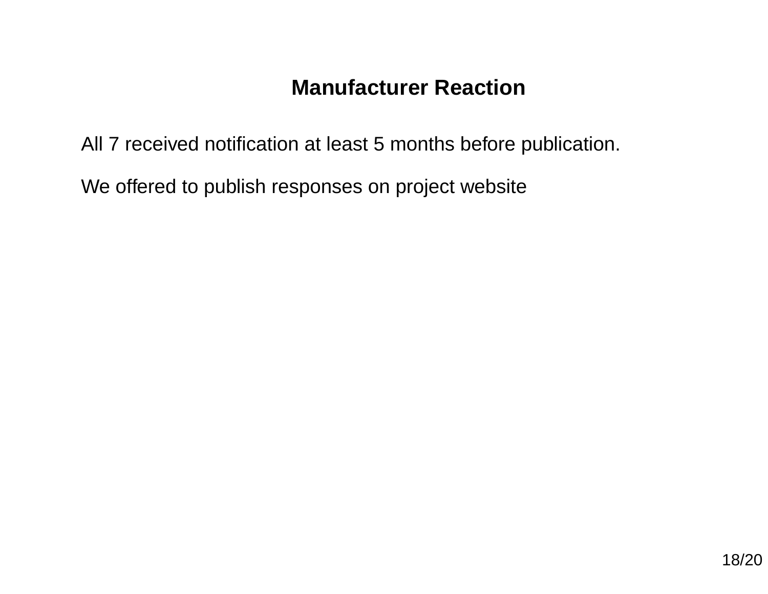# Manufacturer Reaction

All 7 received notification at least 5 months before publication.

We offered to publish responses on project website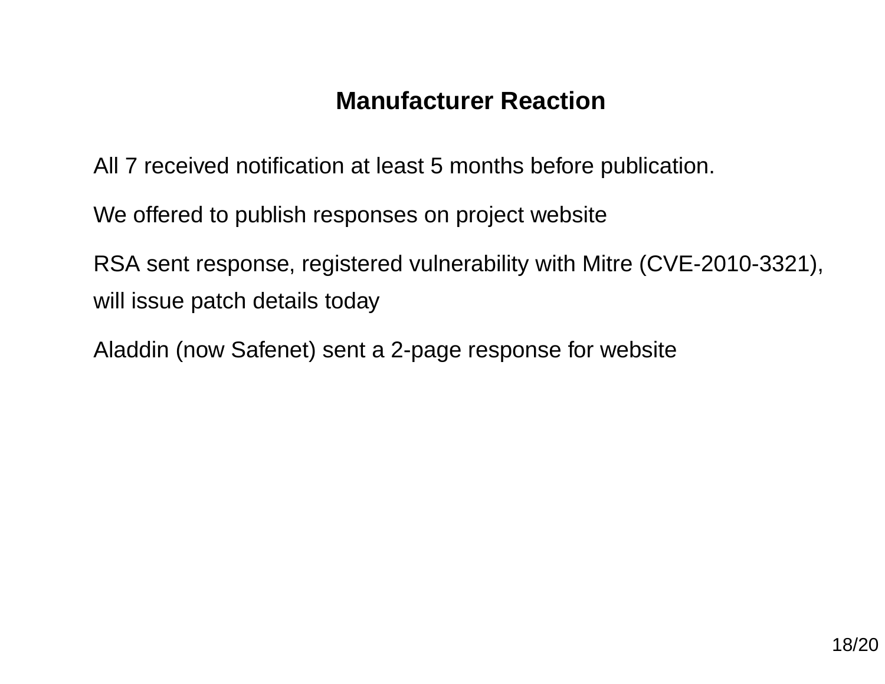# Manufacturer Reaction

All 7 received notification at least 5 months before publication.

We offered to publish responses on project website

RSA sent response, registered vulnerability with Mitre (CVE-2010-3321), will issue patch details today

Aladdin (now Safenet) sent a 2-page response for website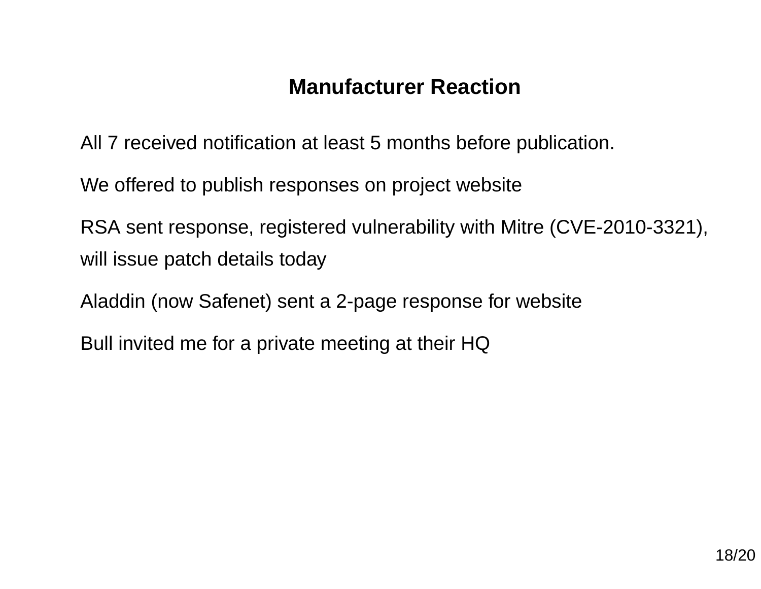## Manufacturer Reaction

All 7 received notification at least 5 months before publication.

We offered to publish responses on project website

RSA sent response, registered vulnerability with Mitre (CVE-2010-3321), will issue patch details today

Aladdin (now Safenet) sent a 2-page response for website

Bull invited me for a private meeting at their HQ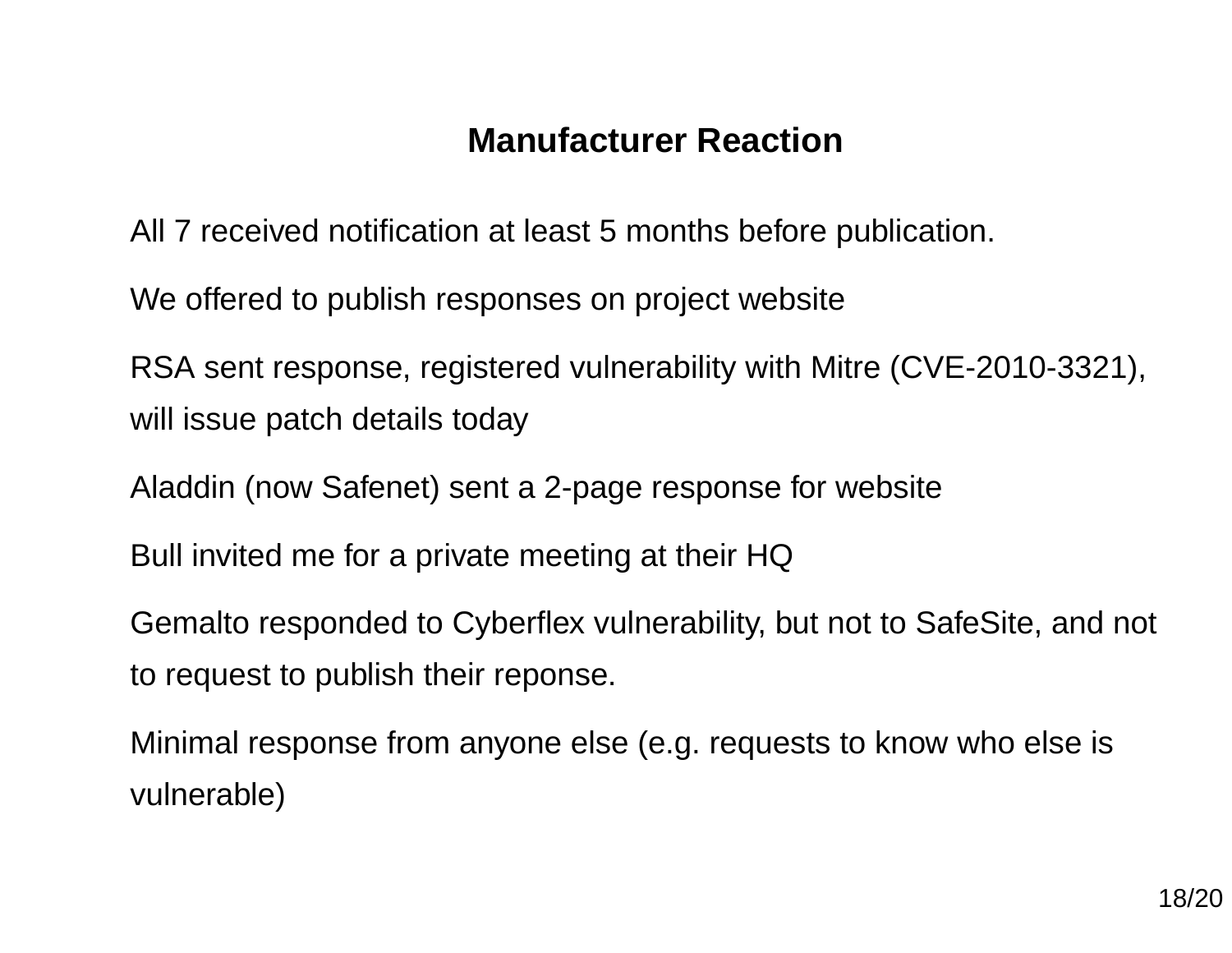# Manufacturer Reaction

All 7 received notification at least 5 months before publication.

We offered to publish responses on project website

RSA sent response, registered vulnerability with Mitre (CVE-2010-3321), will issue patch details today

Aladdin (now Safenet) sent a 2-page response for website

Bull invited me for a private meeting at their HQ

Gemalto responded to Cyberflex vulnerability, but not to SafeSite, and not to request to publish their reponse.

Minimal response from anyone else (e.g. requests to know who else is vulnerable)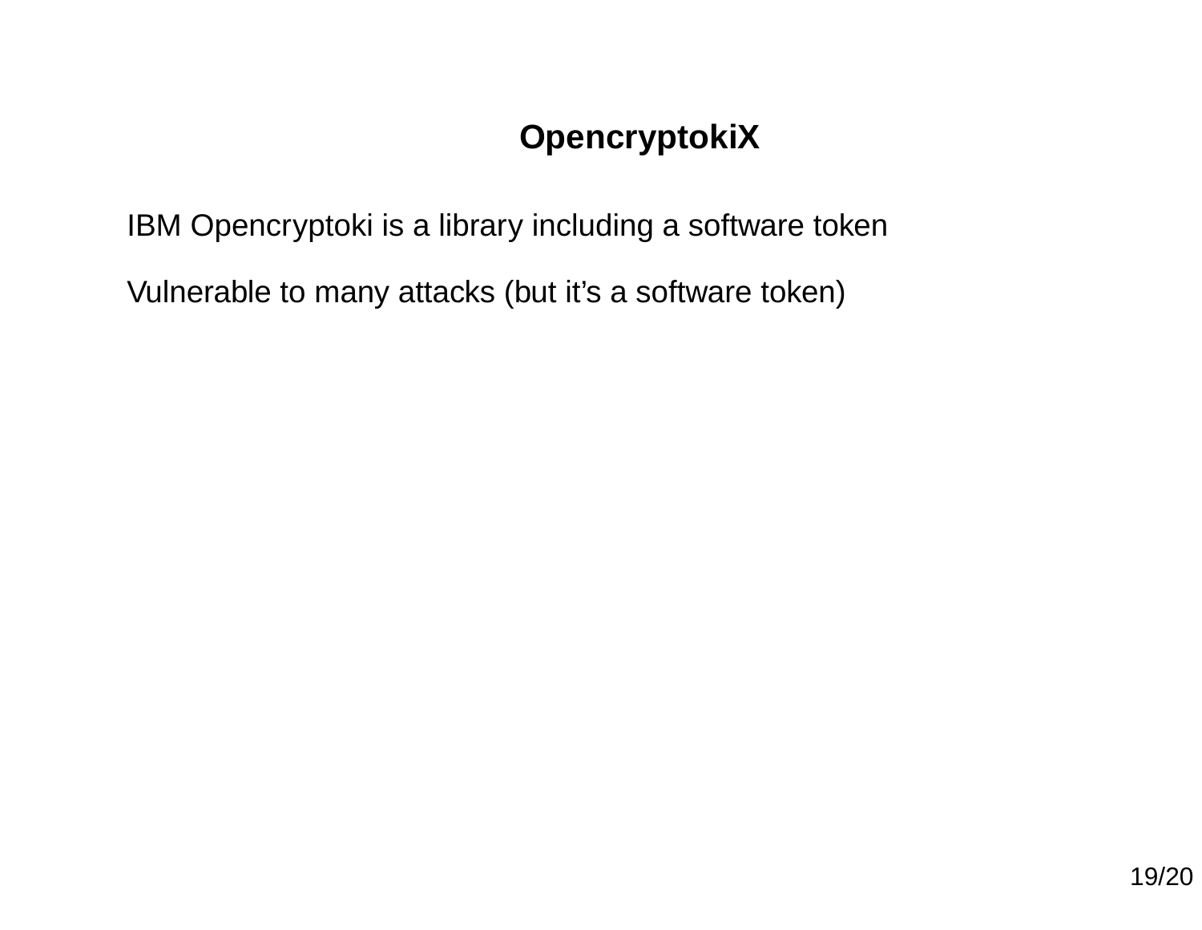## OpencryptokiX

IBM Opencryptoki is a library including a software token

Vulnerable to many attacks (but it’s a software token)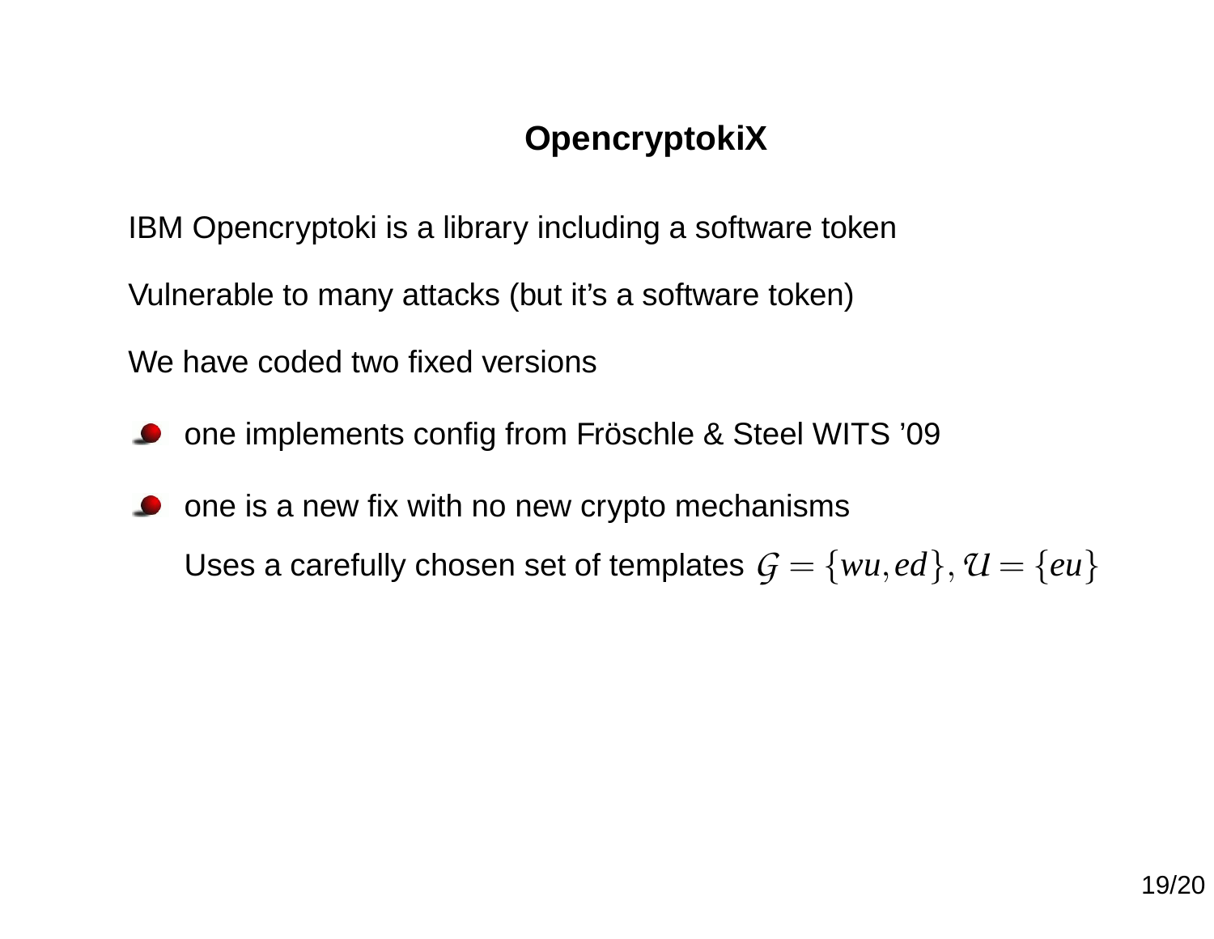# OpencryptokiX

IBM Opencryptoki is a library including a software token

Vulnerable to many attacks (but it’s a software token)

We have coded two fixed versions

- one implements config from Fröschle & Steel WITS ’09
- one is a new fix with no new crypto mechanisms

  Uses a carefully chosen set of templates $\mathcal{G} = \{wu, ed\}, \mathcal{U} = \{eu\}$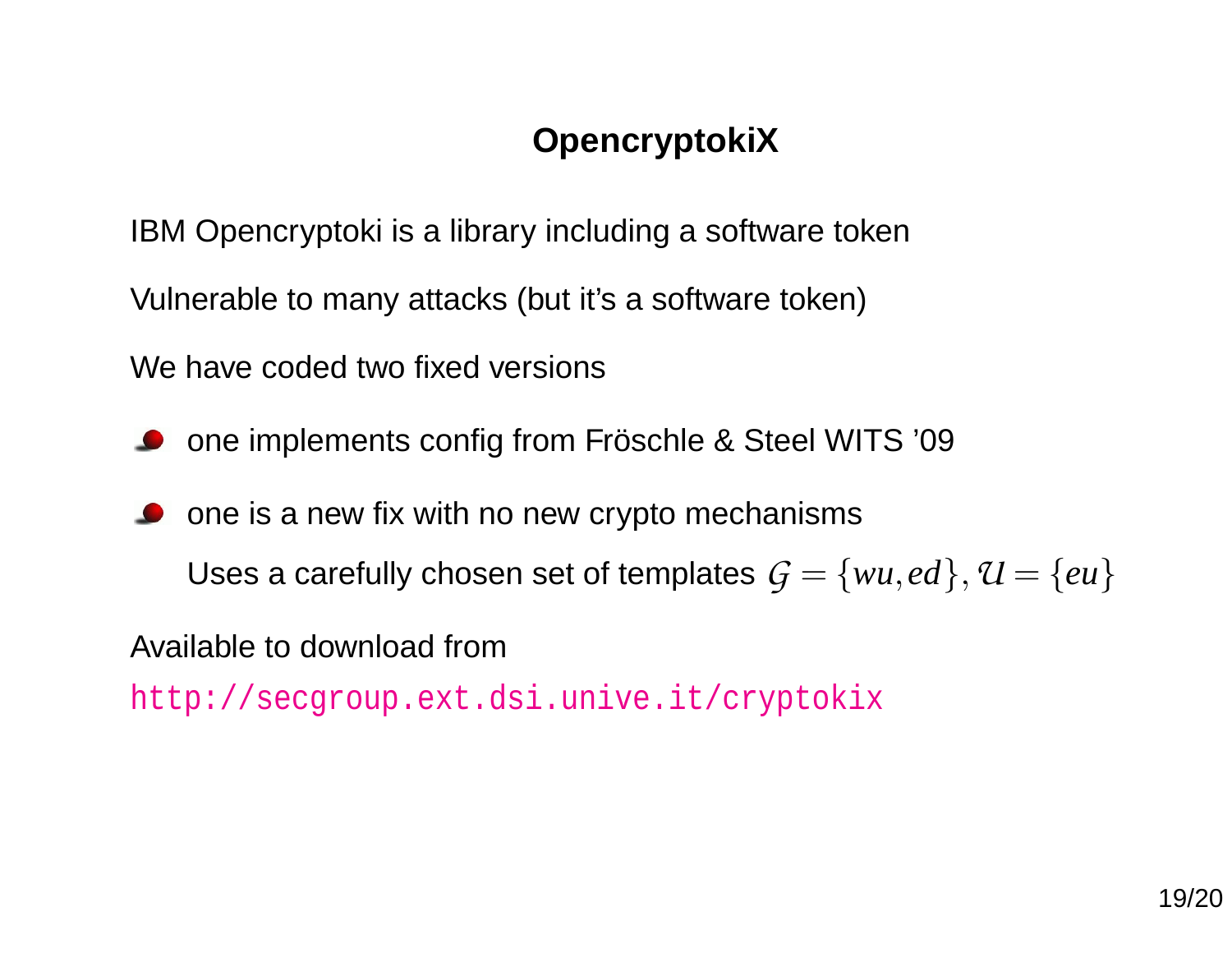# OpencryptokiX

IBM Opencryptoki is a library including a software token

Vulnerable to many attacks (but it's a software token)

We have coded two fixed versions

- one implements config from Fröschle & Steel WITS '09
- one is a new fix with no new crypto mechanisms

  Uses a carefully chosen set of templates $\mathcal{G} = \{wu, ed\}, \mathcal{U} = \{eu\}$

Available to download from

`http://secgroup.ext.dsi.unive.it/cryptokix`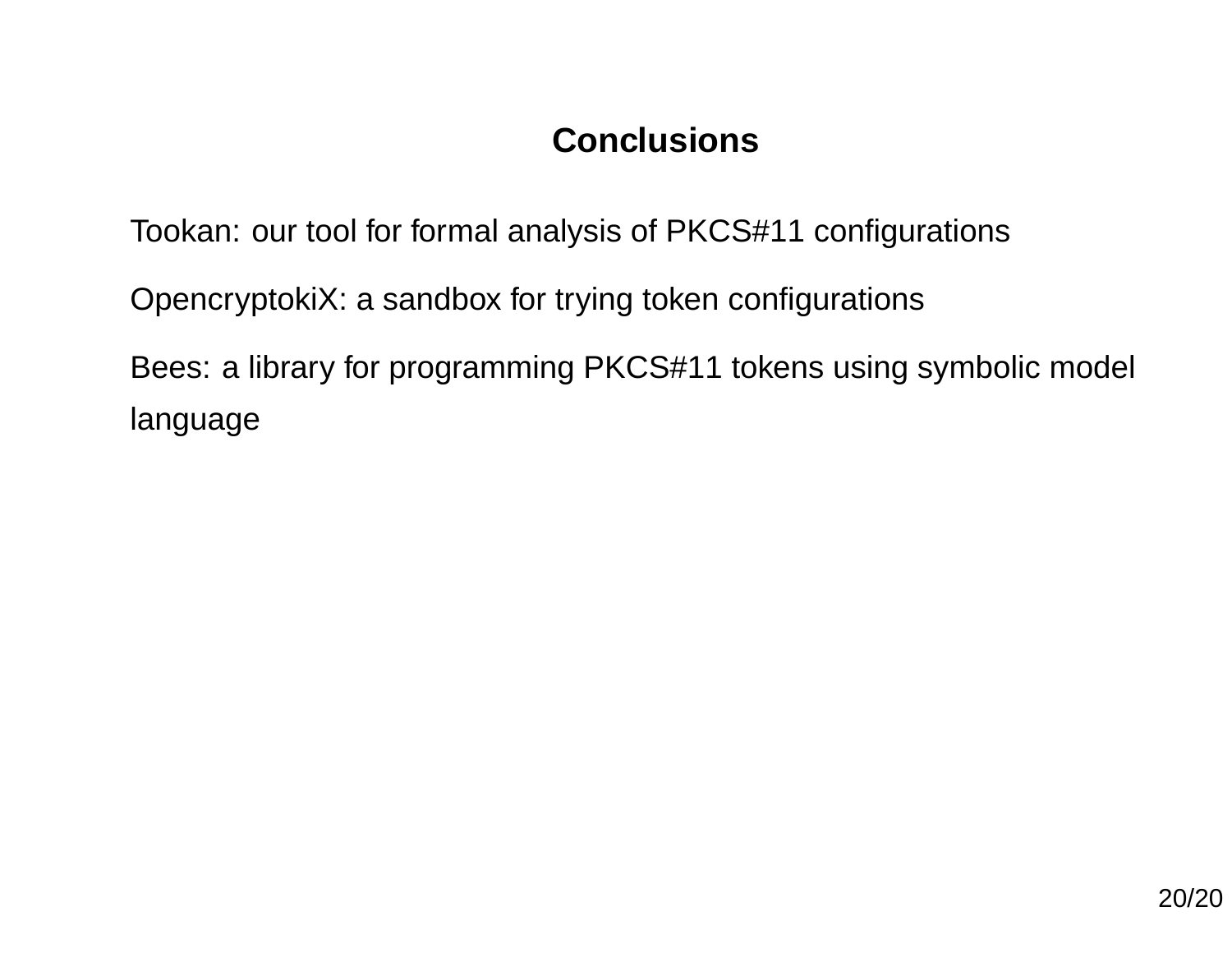# Conclusions

Tookan: our tool for formal analysis of PKCS#11 configurations

OpencryptokiX: a sandbox for trying token configurations

Bees: a library for programming PKCS#11 tokens using symbolic model language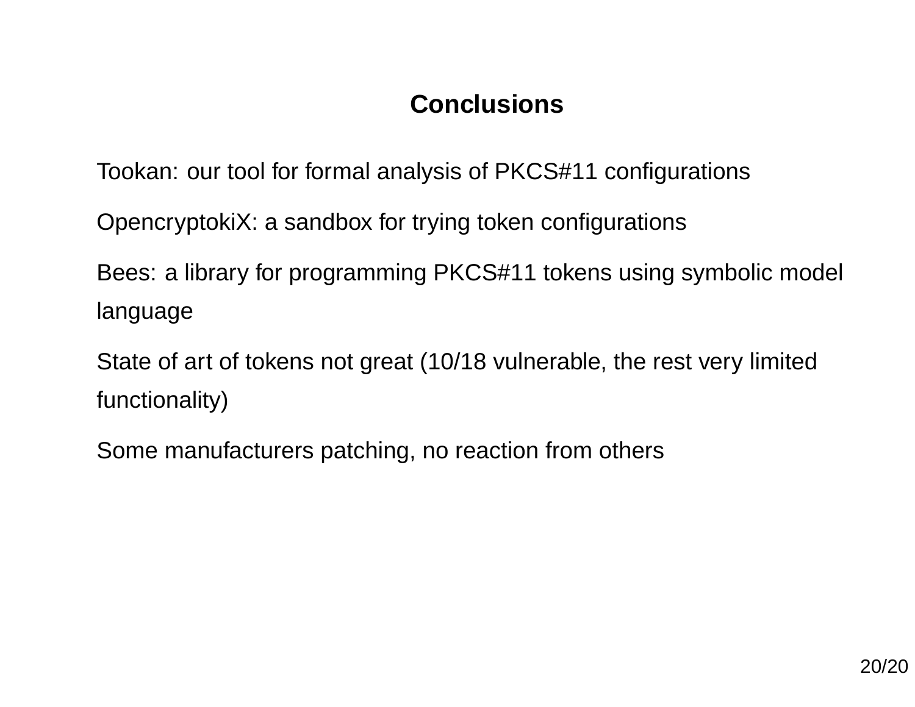# Conclusions

Tookan: our tool for formal analysis of PKCS#11 configurations

OpencryptokiX: a sandbox for trying token configurations

Bees: a library for programming PKCS#11 tokens using symbolic model language

State of art of tokens not great (10/18 vulnerable, the rest very limited functionality)

Some manufacturers patching, no reaction from others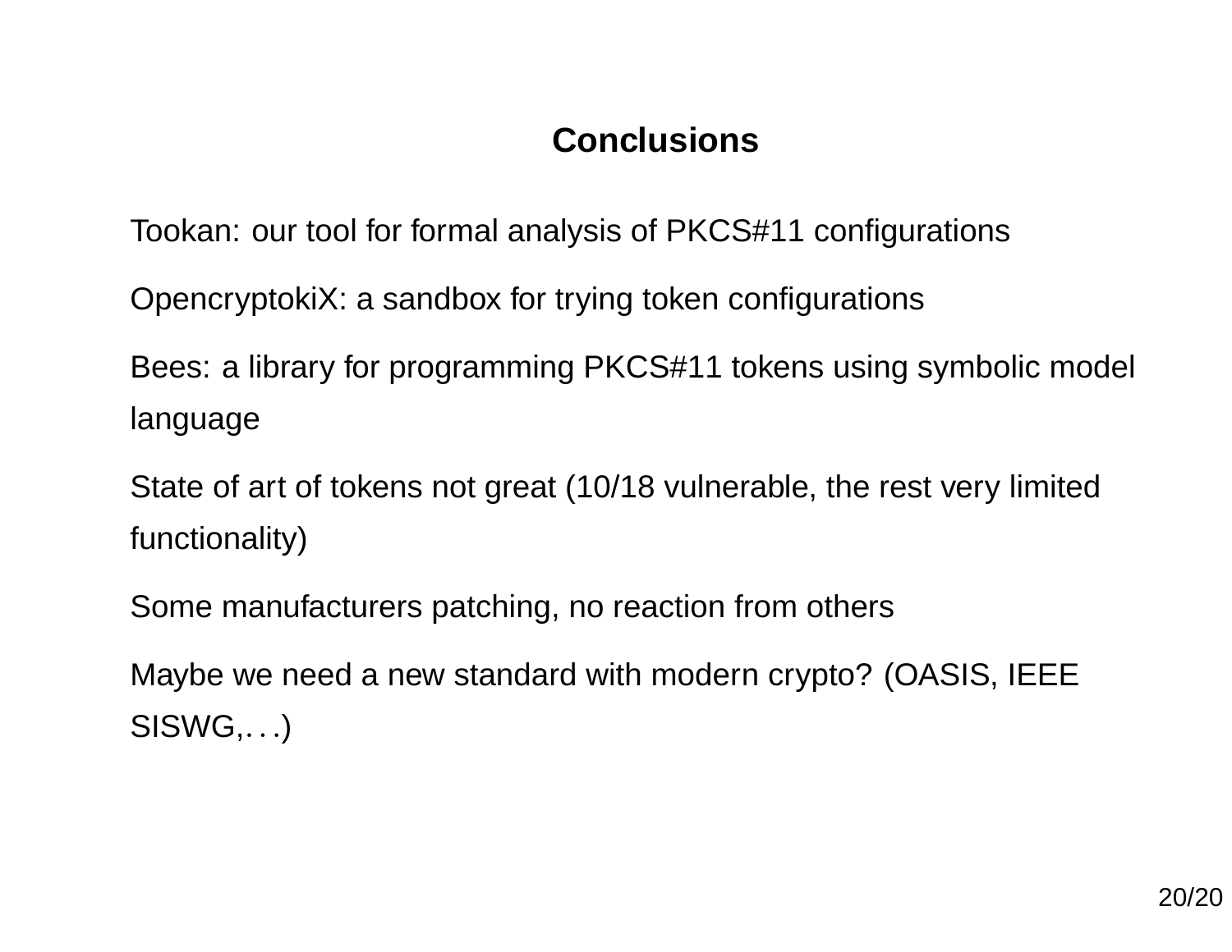# Conclusions

Tookan: our tool for formal analysis of PKCS#11 configurations

OpencryptokiX: a sandbox for trying token configurations

Bees: a library for programming PKCS#11 tokens using symbolic model language

State of art of tokens not great (10/18 vulnerable, the rest very limited functionality)

Some manufacturers patching, no reaction from others

Maybe we need a new standard with modern crypto? (OASIS, IEEE SISWG,...)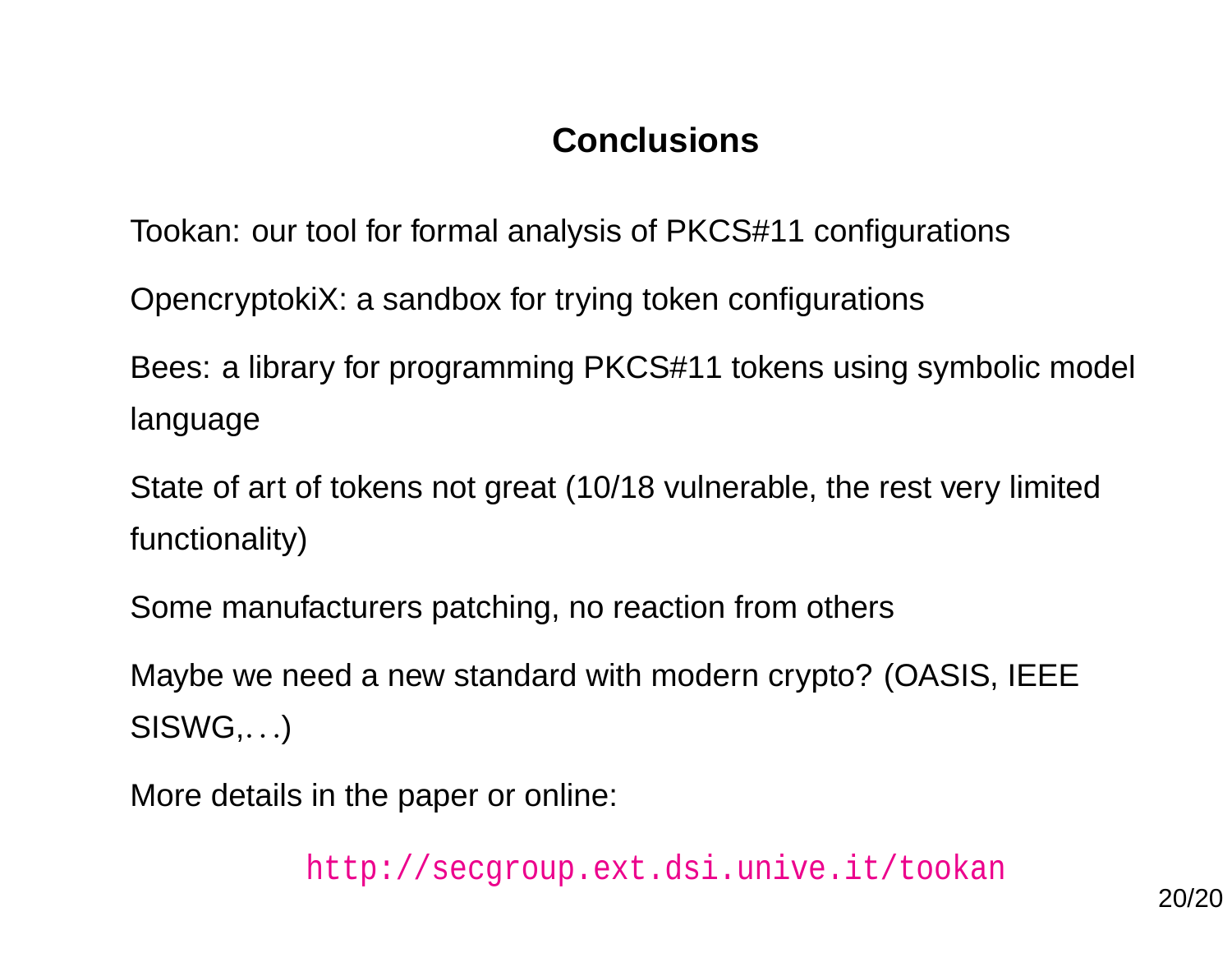# Conclusions

Tookan: our tool for formal analysis of PKCS#11 configurations

OpencryptokiX: a sandbox for trying token configurations

Bees: a library for programming PKCS#11 tokens using symbolic model language

State of art of tokens not great (10/18 vulnerable, the rest very limited functionality)

Some manufacturers patching, no reaction from others

Maybe we need a new standard with modern crypto? (OASIS, IEEE SISWG,...)

More details in the paper or online:

http://secgroup.ext.dsi.unive.it/tookan